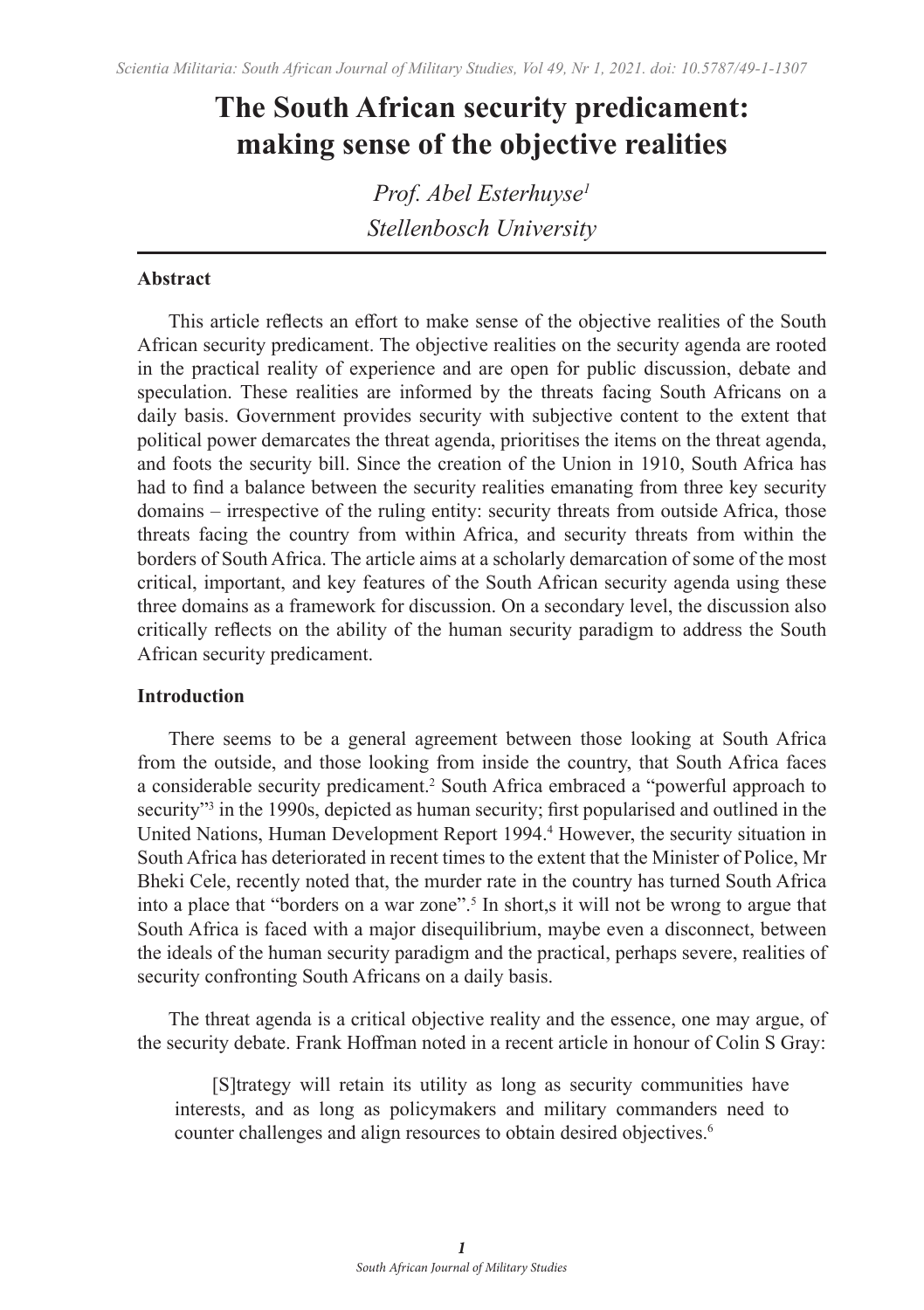# The South African security predicament: making sense of the objective realities

*Prof. Abel Esterhuyse*[1]
*Stellenbosch University*

## Abstract

This article reflects an effort to make sense of the objective realities of the South African security predicament. The objective realities on the security agenda are rooted in the practical reality of experience and are open for public discussion, debate and speculation. These realities are informed by the threats facing South Africans on a daily basis. Government provides security with subjective content to the extent that political power demarcates the threat agenda, prioritises the items on the threat agenda, and foots the security bill. Since the creation of the Union in 1910, South Africa has had to find a balance between the security realities emanating from three key security domains – irrespective of the ruling entity: security threats from outside Africa, those threats facing the country from within Africa, and security threats from within the borders of South Africa. The article aims at a scholarly demarcation of some of the most critical, important, and key features of the South African security agenda using these three domains as a framework for discussion. On a secondary level, the discussion also critically reflects on the ability of the human security paradigm to address the South African security predicament.

## Introduction

There seems to be a general agreement between those looking at South Africa from the outside, and those looking from inside the country, that South Africa faces a considerable security predicament.[2] South Africa embraced a "powerful approach to security"[3] in the 1990s, depicted as human security; first popularised and outlined in the United Nations, Human Development Report 1994.[4] However, the security situation in South Africa has deteriorated in recent times to the extent that the Minister of Police, Mr Bheki Cele, recently noted that, the murder rate in the country has turned South Africa into a place that "borders on a war zone".[5] In short,s it will not be wrong to argue that South Africa is faced with a major disequilibrium, maybe even a disconnect, between the ideals of the human security paradigm and the practical, perhaps severe, realities of security confronting South Africans on a daily basis.

The threat agenda is a critical objective reality and the essence, one may argue, of the security debate. Frank Hoffman noted in a recent article in honour of Colin S Gray:

> [S]trategy will retain its utility as long as security communities have interests, and as long as policymakers and military commanders need to counter challenges and align resources to obtain desired objectives.[6]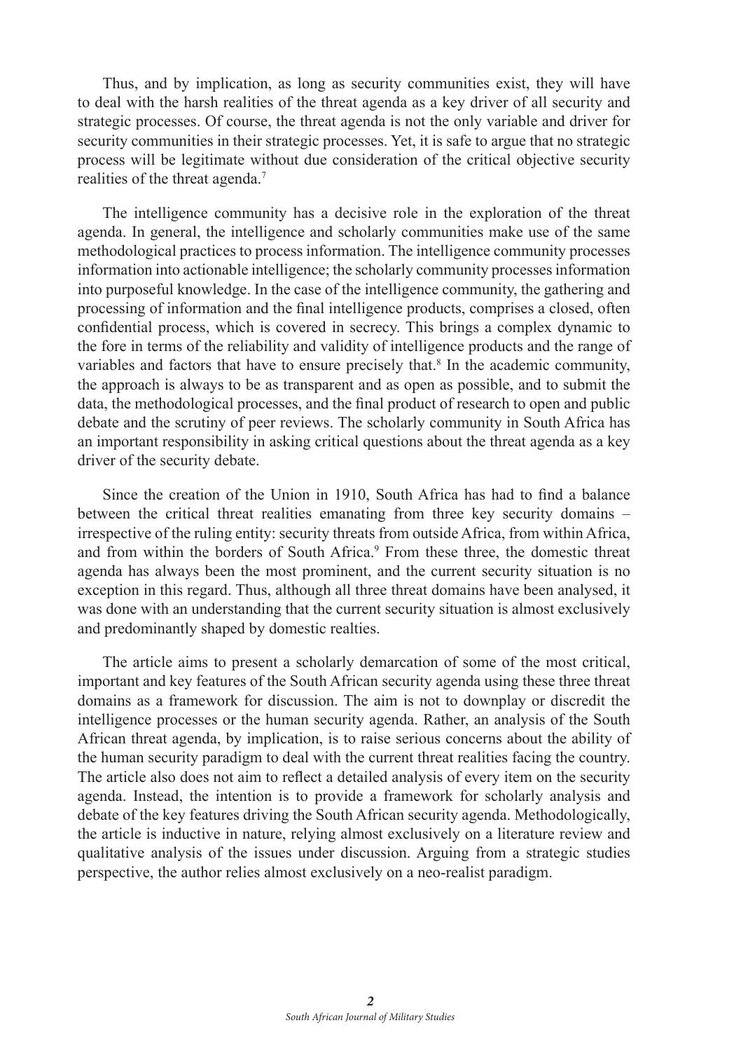Thus, and by implication, as long as security communities exist, they will have to deal with the harsh realities of the threat agenda as a key driver of all security and strategic processes. Of course, the threat agenda is not the only variable and driver for security communities in their strategic processes. Yet, it is safe to argue that no strategic process will be legitimate without due consideration of the critical objective security realities of the threat agenda.[7]

The intelligence community has a decisive role in the exploration of the threat agenda. In general, the intelligence and scholarly communities make use of the same methodological practices to process information. The intelligence community processes information into actionable intelligence; the scholarly community processes information into purposeful knowledge. In the case of the intelligence community, the gathering and processing of information and the final intelligence products, comprises a closed, often confidential process, which is covered in secrecy. This brings a complex dynamic to the fore in terms of the reliability and validity of intelligence products and the range of variables and factors that have to ensure precisely that.[8] In the academic community, the approach is always to be as transparent and as open as possible, and to submit the data, the methodological processes, and the final product of research to open and public debate and the scrutiny of peer reviews. The scholarly community in South Africa has an important responsibility in asking critical questions about the threat agenda as a key driver of the security debate.

Since the creation of the Union in 1910, South Africa has had to find a balance between the critical threat realities emanating from three key security domains – irrespective of the ruling entity: security threats from outside Africa, from within Africa, and from within the borders of South Africa.[9] From these three, the domestic threat agenda has always been the most prominent, and the current security situation is no exception in this regard. Thus, although all three threat domains have been analysed, it was done with an understanding that the current security situation is almost exclusively and predominantly shaped by domestic realties.

The article aims to present a scholarly demarcation of some of the most critical, important and key features of the South African security agenda using these three threat domains as a framework for discussion. The aim is not to downplay or discredit the intelligence processes or the human security agenda. Rather, an analysis of the South African threat agenda, by implication, is to raise serious concerns about the ability of the human security paradigm to deal with the current threat realities facing the country. The article also does not aim to reflect a detailed analysis of every item on the security agenda. Instead, the intention is to provide a framework for scholarly analysis and debate of the key features driving the South African security agenda. Methodologically, the article is inductive in nature, relying almost exclusively on a literature review and qualitative analysis of the issues under discussion. Arguing from a strategic studies perspective, the author relies almost exclusively on a neo-realist paradigm.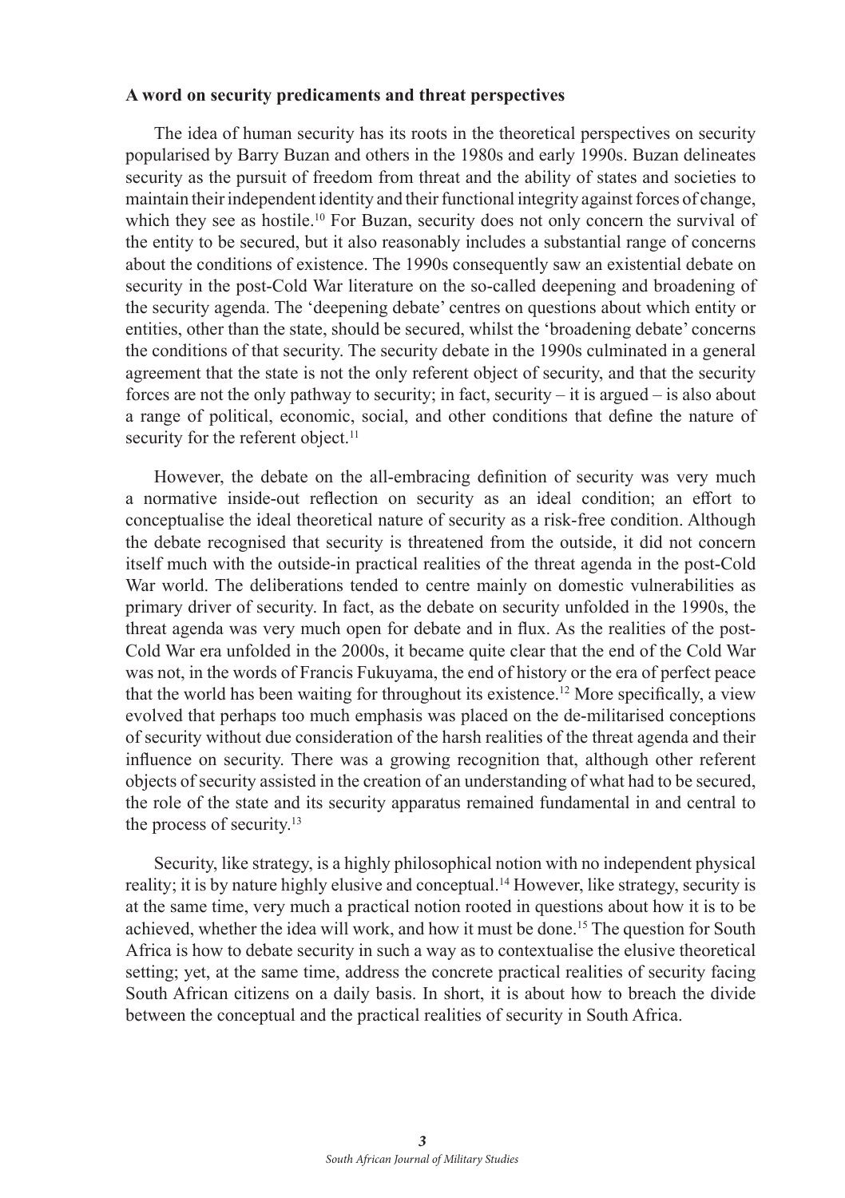**A word on security predicaments and threat perspectives**

The idea of human security has its roots in the theoretical perspectives on security popularised by Barry Buzan and others in the 1980s and early 1990s. Buzan delineates security as the pursuit of freedom from threat and the ability of states and societies to maintain their independent identity and their functional integrity against forces of change, which they see as hostile.[10] For Buzan, security does not only concern the survival of the entity to be secured, but it also reasonably includes a substantial range of concerns about the conditions of existence. The 1990s consequently saw an existential debate on security in the post-Cold War literature on the so-called deepening and broadening of the security agenda. The 'deepening debate' centres on questions about which entity or entities, other than the state, should be secured, whilst the 'broadening debate' concerns the conditions of that security. The security debate in the 1990s culminated in a general agreement that the state is not the only referent object of security, and that the security forces are not the only pathway to security; in fact, security – it is argued – is also about a range of political, economic, social, and other conditions that define the nature of security for the referent object.[11]

However, the debate on the all-embracing definition of security was very much a normative inside-out reflection on security as an ideal condition; an effort to conceptualise the ideal theoretical nature of security as a risk-free condition. Although the debate recognised that security is threatened from the outside, it did not concern itself much with the outside-in practical realities of the threat agenda in the post-Cold War world. The deliberations tended to centre mainly on domestic vulnerabilities as primary driver of security. In fact, as the debate on security unfolded in the 1990s, the threat agenda was very much open for debate and in flux. As the realities of the post-Cold War era unfolded in the 2000s, it became quite clear that the end of the Cold War was not, in the words of Francis Fukuyama, the end of history or the era of perfect peace that the world has been waiting for throughout its existence.[12] More specifically, a view evolved that perhaps too much emphasis was placed on the de-militarised conceptions of security without due consideration of the harsh realities of the threat agenda and their influence on security. There was a growing recognition that, although other referent objects of security assisted in the creation of an understanding of what had to be secured, the role of the state and its security apparatus remained fundamental in and central to the process of security.[13]

Security, like strategy, is a highly philosophical notion with no independent physical reality; it is by nature highly elusive and conceptual.[14] However, like strategy, security is at the same time, very much a practical notion rooted in questions about how it is to be achieved, whether the idea will work, and how it must be done.[15] The question for South Africa is how to debate security in such a way as to contextualise the elusive theoretical setting; yet, at the same time, address the concrete practical realities of security facing South African citizens on a daily basis. In short, it is about how to breach the divide between the conceptual and the practical realities of security in South Africa.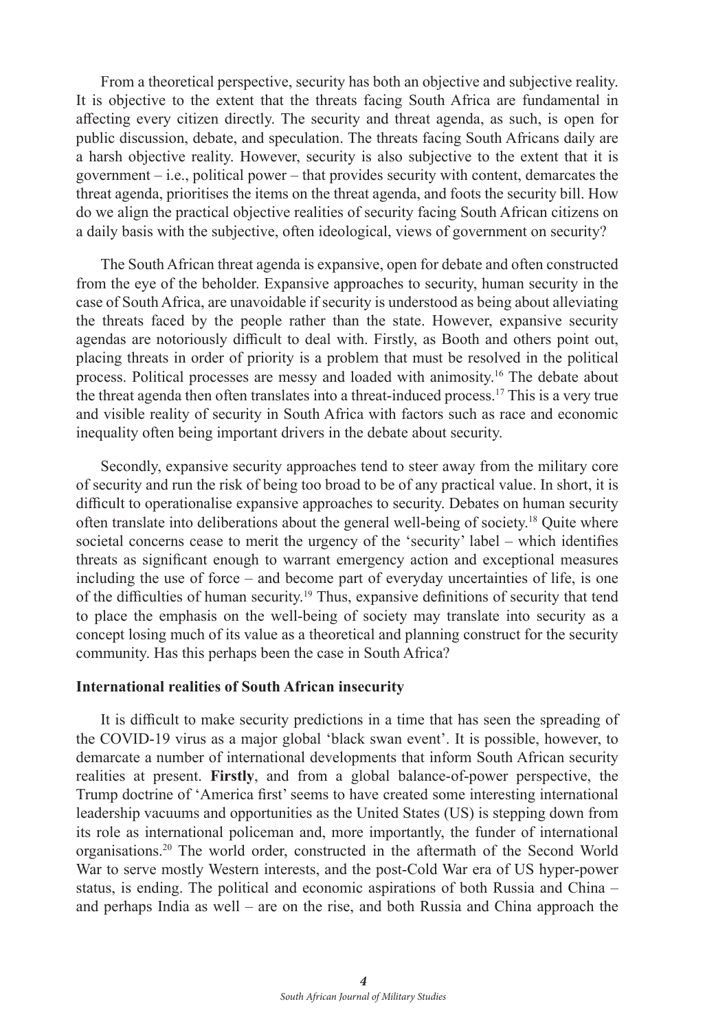From a theoretical perspective, security has both an objective and subjective reality. It is objective to the extent that the threats facing South Africa are fundamental in affecting every citizen directly. The security and threat agenda, as such, is open for public discussion, debate, and speculation. The threats facing South Africans daily are a harsh objective reality. However, security is also subjective to the extent that it is government – i.e., political power – that provides security with content, demarcates the threat agenda, prioritises the items on the threat agenda, and foots the security bill. How do we align the practical objective realities of security facing South African citizens on a daily basis with the subjective, often ideological, views of government on security?

The South African threat agenda is expansive, open for debate and often constructed from the eye of the beholder. Expansive approaches to security, human security in the case of South Africa, are unavoidable if security is understood as being about alleviating the threats faced by the people rather than the state. However, expansive security agendas are notoriously difficult to deal with. Firstly, as Booth and others point out, placing threats in order of priority is a problem that must be resolved in the political process. Political processes are messy and loaded with animosity.[16] The debate about the threat agenda then often translates into a threat-induced process.[17] This is a very true and visible reality of security in South Africa with factors such as race and economic inequality often being important drivers in the debate about security.

Secondly, expansive security approaches tend to steer away from the military core of security and run the risk of being too broad to be of any practical value. In short, it is difficult to operationalise expansive approaches to security. Debates on human security often translate into deliberations about the general well-being of society.[18] Quite where societal concerns cease to merit the urgency of the 'security' label – which identifies threats as significant enough to warrant emergency action and exceptional measures including the use of force – and become part of everyday uncertainties of life, is one of the difficulties of human security.[19] Thus, expansive definitions of security that tend to place the emphasis on the well-being of society may translate into security as a concept losing much of its value as a theoretical and planning construct for the security community. Has this perhaps been the case in South Africa?

## International realities of South African insecurity

It is difficult to make security predictions in a time that has seen the spreading of the COVID-19 virus as a major global 'black swan event'. It is possible, however, to demarcate a number of international developments that inform South African security realities at present. **Firstly**, and from a global balance-of-power perspective, the Trump doctrine of 'America first' seems to have created some interesting international leadership vacuums and opportunities as the United States (US) is stepping down from its role as international policeman and, more importantly, the funder of international organisations.[20] The world order, constructed in the aftermath of the Second World War to serve mostly Western interests, and the post-Cold War era of US hyper-power status, is ending. The political and economic aspirations of both Russia and China – and perhaps India as well – are on the rise, and both Russia and China approach the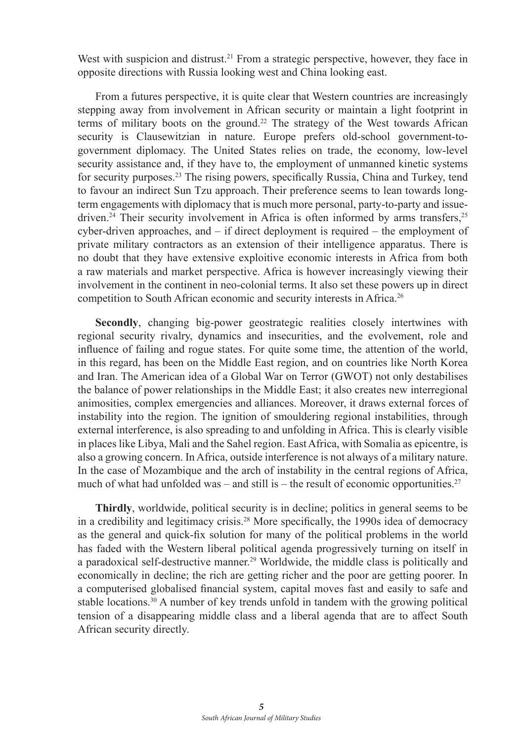West with suspicion and distrust.[21] From a strategic perspective, however, they face in opposite directions with Russia looking west and China looking east.

From a futures perspective, it is quite clear that Western countries are increasingly stepping away from involvement in African security or maintain a light footprint in terms of military boots on the ground.[22] The strategy of the West towards African security is Clausewitzian in nature. Europe prefers old-school government-to-government diplomacy. The United States relies on trade, the economy, low-level security assistance and, if they have to, the employment of unmanned kinetic systems for security purposes.[23] The rising powers, specifically Russia, China and Turkey, tend to favour an indirect Sun Tzu approach. Their preference seems to lean towards long-term engagements with diplomacy that is much more personal, party-to-party and issue-driven.[24] Their security involvement in Africa is often informed by arms transfers,[25] cyber-driven approaches, and – if direct deployment is required – the employment of private military contractors as an extension of their intelligence apparatus. There is no doubt that they have extensive exploitive economic interests in Africa from both a raw materials and market perspective. Africa is however increasingly viewing their involvement in the continent in neo-colonial terms. It also set these powers up in direct competition to South African economic and security interests in Africa.[26]

**Secondly**, changing big-power geostrategic realities closely intertwines with regional security rivalry, dynamics and insecurities, and the evolvement, role and influence of failing and rogue states. For quite some time, the attention of the world, in this regard, has been on the Middle East region, and on countries like North Korea and Iran. The American idea of a Global War on Terror (GWOT) not only destabilises the balance of power relationships in the Middle East; it also creates new interregional animosities, complex emergencies and alliances. Moreover, it draws external forces of instability into the region. The ignition of smouldering regional instabilities, through external interference, is also spreading to and unfolding in Africa. This is clearly visible in places like Libya, Mali and the Sahel region. East Africa, with Somalia as epicentre, is also a growing concern. In Africa, outside interference is not always of a military nature. In the case of Mozambique and the arch of instability in the central regions of Africa, much of what had unfolded was – and still is – the result of economic opportunities.[27]

**Thirdly**, worldwide, political security is in decline; politics in general seems to be in a credibility and legitimacy crisis.[28] More specifically, the 1990s idea of democracy as the general and quick-fix solution for many of the political problems in the world has faded with the Western liberal political agenda progressively turning on itself in a paradoxical self-destructive manner.[29] Worldwide, the middle class is politically and economically in decline; the rich are getting richer and the poor are getting poorer. In a computerised globalised financial system, capital moves fast and easily to safe and stable locations.[30] A number of key trends unfold in tandem with the growing political tension of a disappearing middle class and a liberal agenda that are to affect South African security directly.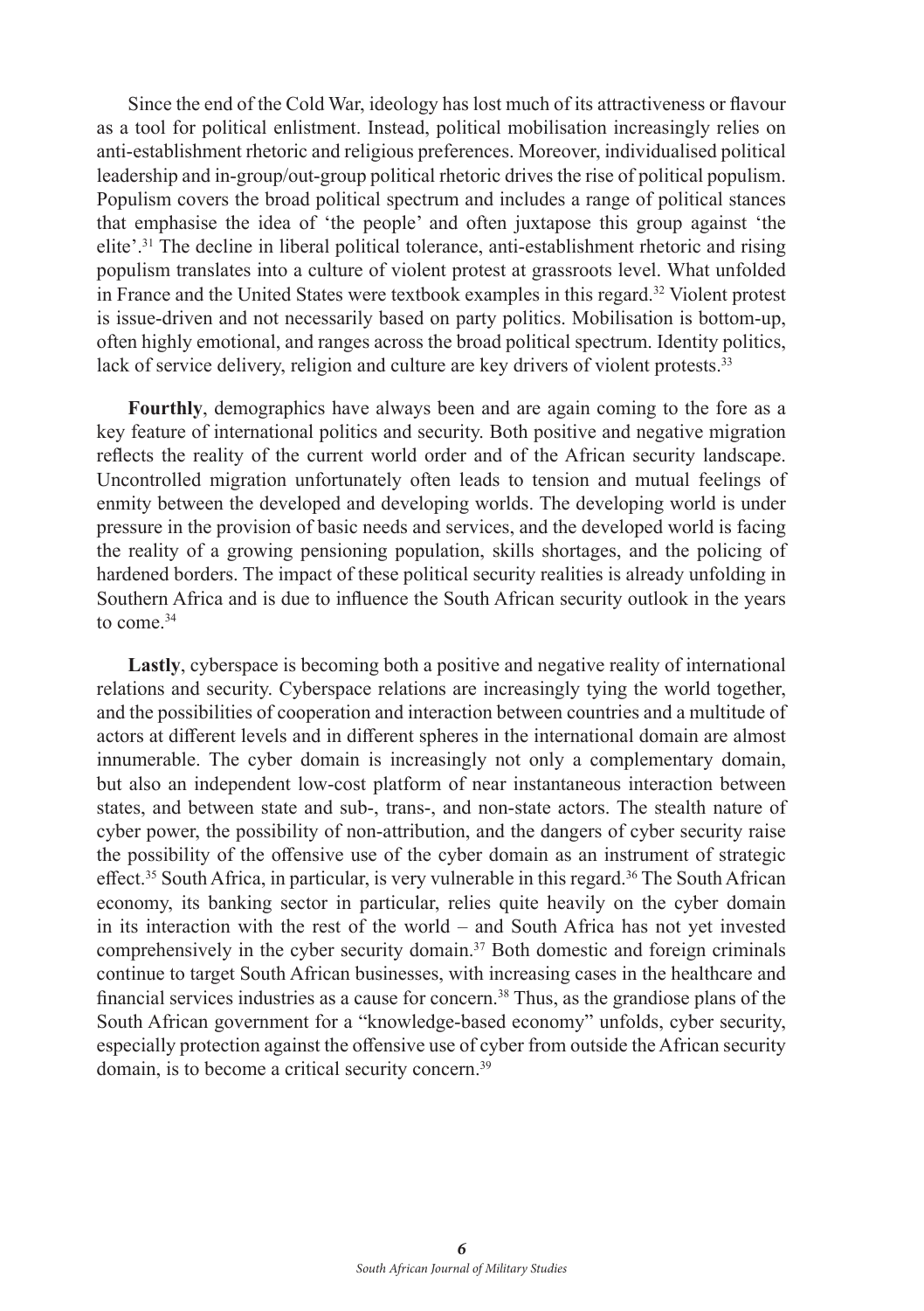Since the end of the Cold War, ideology has lost much of its attractiveness or flavour as a tool for political enlistment. Instead, political mobilisation increasingly relies on anti-establishment rhetoric and religious preferences. Moreover, individualised political leadership and in-group/out-group political rhetoric drives the rise of political populism. Populism covers the broad political spectrum and includes a range of political stances that emphasise the idea of 'the people' and often juxtapose this group against 'the elite'.[31] The decline in liberal political tolerance, anti-establishment rhetoric and rising populism translates into a culture of violent protest at grassroots level. What unfolded in France and the United States were textbook examples in this regard.[32] Violent protest is issue-driven and not necessarily based on party politics. Mobilisation is bottom-up, often highly emotional, and ranges across the broad political spectrum. Identity politics, lack of service delivery, religion and culture are key drivers of violent protests.[33]

**Fourthly**, demographics have always been and are again coming to the fore as a key feature of international politics and security. Both positive and negative migration reflects the reality of the current world order and of the African security landscape. Uncontrolled migration unfortunately often leads to tension and mutual feelings of enmity between the developed and developing worlds. The developing world is under pressure in the provision of basic needs and services, and the developed world is facing the reality of a growing pensioning population, skills shortages, and the policing of hardened borders. The impact of these political security realities is already unfolding in Southern Africa and is due to influence the South African security outlook in the years to come.[34]

**Lastly**, cyberspace is becoming both a positive and negative reality of international relations and security. Cyberspace relations are increasingly tying the world together, and the possibilities of cooperation and interaction between countries and a multitude of actors at different levels and in different spheres in the international domain are almost innumerable. The cyber domain is increasingly not only a complementary domain, but also an independent low-cost platform of near instantaneous interaction between states, and between state and sub-, trans-, and non-state actors. The stealth nature of cyber power, the possibility of non-attribution, and the dangers of cyber security raise the possibility of the offensive use of the cyber domain as an instrument of strategic effect.[35] South Africa, in particular, is very vulnerable in this regard.[36] The South African economy, its banking sector in particular, relies quite heavily on the cyber domain in its interaction with the rest of the world – and South Africa has not yet invested comprehensively in the cyber security domain.[37] Both domestic and foreign criminals continue to target South African businesses, with increasing cases in the healthcare and financial services industries as a cause for concern.[38] Thus, as the grandiose plans of the South African government for a "knowledge-based economy" unfolds, cyber security, especially protection against the offensive use of cyber from outside the African security domain, is to become a critical security concern.[39]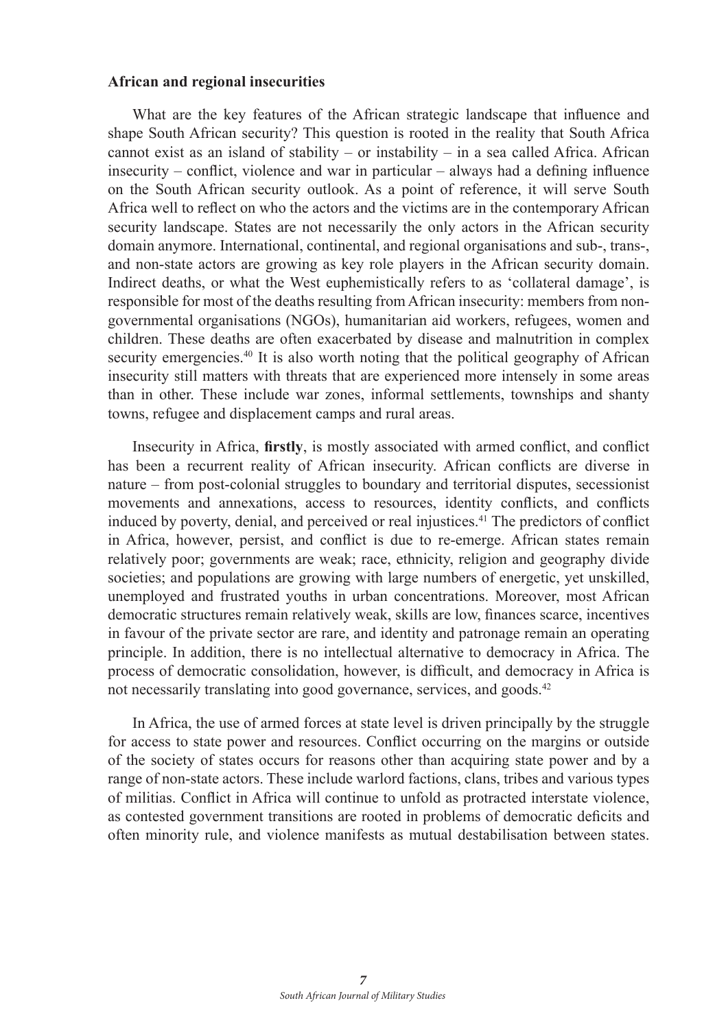**African and regional insecurities**

What are the key features of the African strategic landscape that influence and shape South African security? This question is rooted in the reality that South Africa cannot exist as an island of stability – or instability – in a sea called Africa. African insecurity – conflict, violence and war in particular – always had a defining influence on the South African security outlook. As a point of reference, it will serve South Africa well to reflect on who the actors and the victims are in the contemporary African security landscape. States are not necessarily the only actors in the African security domain anymore. International, continental, and regional organisations and sub-, trans-, and non-state actors are growing as key role players in the African security domain. Indirect deaths, or what the West euphemistically refers to as 'collateral damage', is responsible for most of the deaths resulting from African insecurity: members from non-governmental organisations (NGOs), humanitarian aid workers, refugees, women and children. These deaths are often exacerbated by disease and malnutrition in complex security emergencies.[40] It is also worth noting that the political geography of African insecurity still matters with threats that are experienced more intensely in some areas than in other. These include war zones, informal settlements, townships and shanty towns, refugee and displacement camps and rural areas.

Insecurity in Africa, **firstly**, is mostly associated with armed conflict, and conflict has been a recurrent reality of African insecurity. African conflicts are diverse in nature – from post-colonial struggles to boundary and territorial disputes, secessionist movements and annexations, access to resources, identity conflicts, and conflicts induced by poverty, denial, and perceived or real injustices.[41] The predictors of conflict in Africa, however, persist, and conflict is due to re-emerge. African states remain relatively poor; governments are weak; race, ethnicity, religion and geography divide societies; and populations are growing with large numbers of energetic, yet unskilled, unemployed and frustrated youths in urban concentrations. Moreover, most African democratic structures remain relatively weak, skills are low, finances scarce, incentives in favour of the private sector are rare, and identity and patronage remain an operating principle. In addition, there is no intellectual alternative to democracy in Africa. The process of democratic consolidation, however, is difficult, and democracy in Africa is not necessarily translating into good governance, services, and goods.[42]

In Africa, the use of armed forces at state level is driven principally by the struggle for access to state power and resources. Conflict occurring on the margins or outside of the society of states occurs for reasons other than acquiring state power and by a range of non-state actors. These include warlord factions, clans, tribes and various types of militias. Conflict in Africa will continue to unfold as protracted interstate violence, as contested government transitions are rooted in problems of democratic deficits and often minority rule, and violence manifests as mutual destabilisation between states.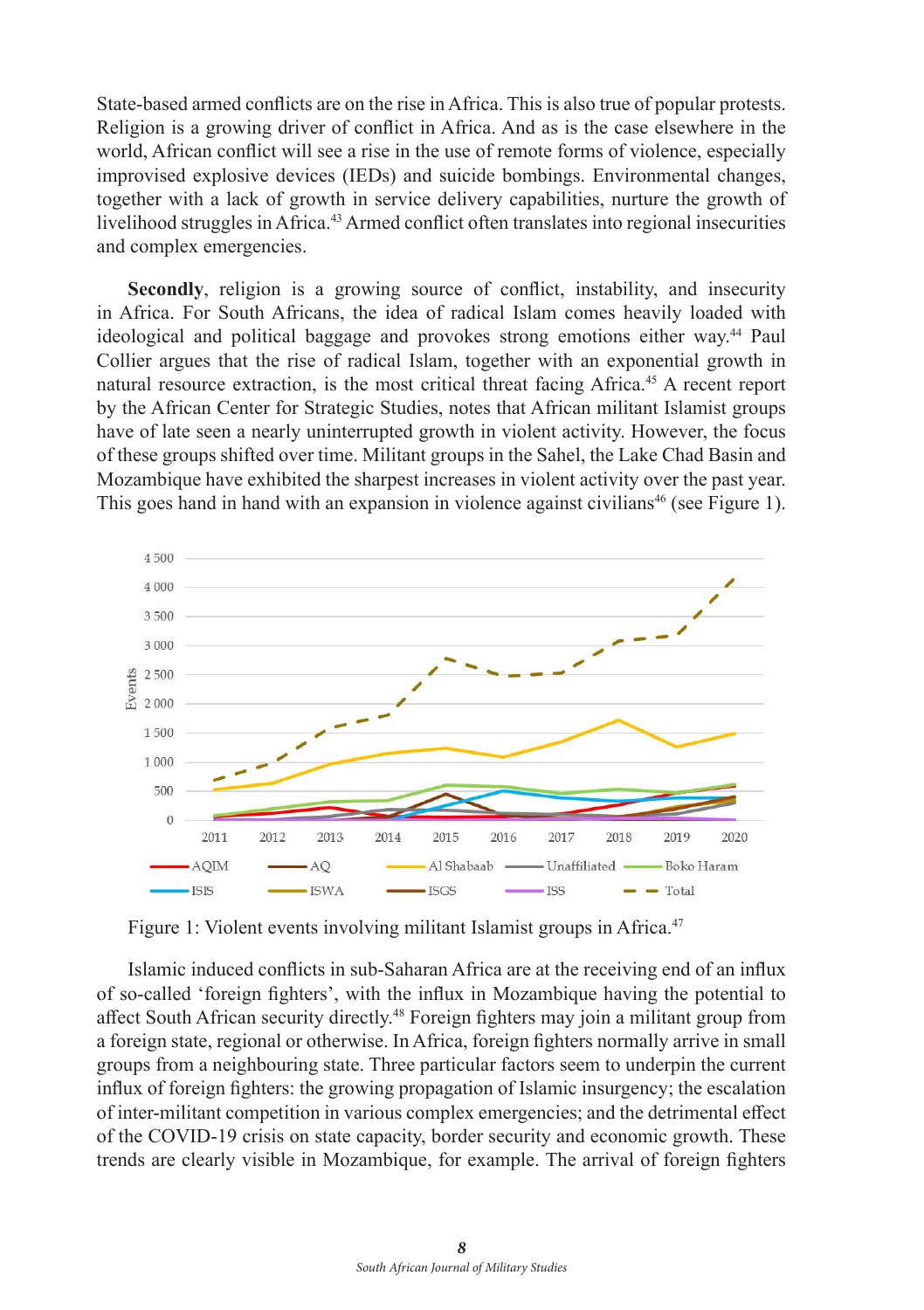State-based armed conflicts are on the rise in Africa. This is also true of popular protests. Religion is a growing driver of conflict in Africa. And as is the case elsewhere in the world, African conflict will see a rise in the use of remote forms of violence, especially improvised explosive devices (IEDs) and suicide bombings. Environmental changes, together with a lack of growth in service delivery capabilities, nurture the growth of livelihood struggles in Africa.[43] Armed conflict often translates into regional insecurities and complex emergencies.

**Secondly**, religion is a growing source of conflict, instability, and insecurity in Africa. For South Africans, the idea of radical Islam comes heavily loaded with ideological and political baggage and provokes strong emotions either way.[44] Paul Collier argues that the rise of radical Islam, together with an exponential growth in natural resource extraction, is the most critical threat facing Africa.[45] A recent report by the African Center for Strategic Studies, notes that African militant Islamist groups have of late seen a nearly uninterrupted growth in violent activity. However, the focus of these groups shifted over time. Militant groups in the Sahel, the Lake Chad Basin and Mozambique have exhibited the sharpest increases in violent activity over the past year. This goes hand in hand with an expansion in violence against civilians[46] (see Figure 1).

Figure 1: Violent events involving militant Islamist groups in Africa.[47]

Islamic induced conflicts in sub-Saharan Africa are at the receiving end of an influx of so-called 'foreign fighters', with the influx in Mozambique having the potential to affect South African security directly.[48] Foreign fighters may join a militant group from a foreign state, regional or otherwise. In Africa, foreign fighters normally arrive in small groups from a neighbouring state. Three particular factors seem to underpin the current influx of foreign fighters: the growing propagation of Islamic insurgency; the escalation of inter-militant competition in various complex emergencies; and the detrimental effect of the COVID-19 crisis on state capacity, border security and economic growth. These trends are clearly visible in Mozambique, for example. The arrival of foreign fighters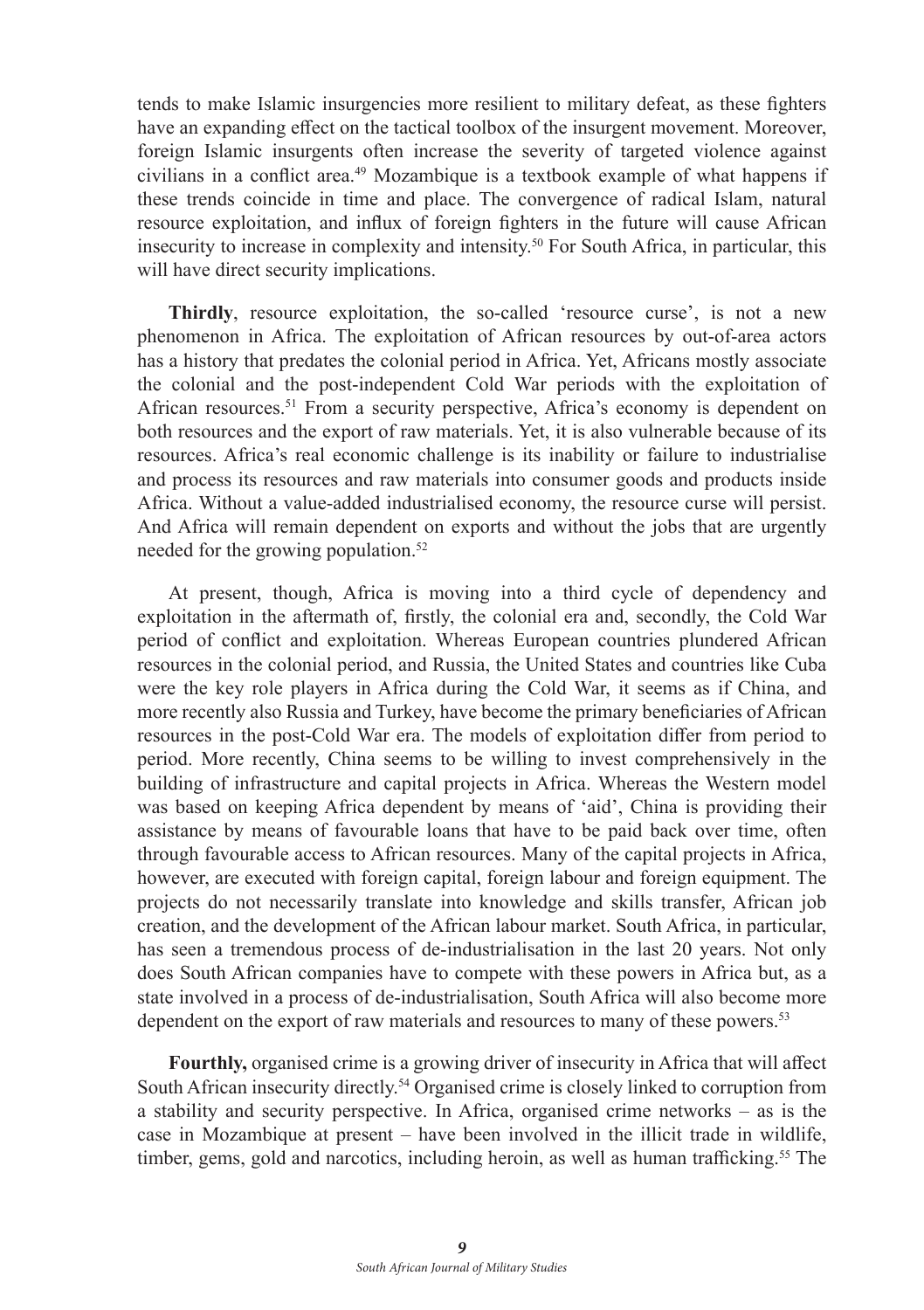tends to make Islamic insurgencies more resilient to military defeat, as these fighters have an expanding effect on the tactical toolbox of the insurgent movement. Moreover, foreign Islamic insurgents often increase the severity of targeted violence against civilians in a conflict area.[49] Mozambique is a textbook example of what happens if these trends coincide in time and place. The convergence of radical Islam, natural resource exploitation, and influx of foreign fighters in the future will cause African insecurity to increase in complexity and intensity.[50] For South Africa, in particular, this will have direct security implications.

**Thirdly**, resource exploitation, the so-called 'resource curse', is not a new phenomenon in Africa. The exploitation of African resources by out-of-area actors has a history that predates the colonial period in Africa. Yet, Africans mostly associate the colonial and the post-independent Cold War periods with the exploitation of African resources.[51] From a security perspective, Africa's economy is dependent on both resources and the export of raw materials. Yet, it is also vulnerable because of its resources. Africa's real economic challenge is its inability or failure to industrialise and process its resources and raw materials into consumer goods and products inside Africa. Without a value-added industrialised economy, the resource curse will persist. And Africa will remain dependent on exports and without the jobs that are urgently needed for the growing population.[52]

At present, though, Africa is moving into a third cycle of dependency and exploitation in the aftermath of, firstly, the colonial era and, secondly, the Cold War period of conflict and exploitation. Whereas European countries plundered African resources in the colonial period, and Russia, the United States and countries like Cuba were the key role players in Africa during the Cold War, it seems as if China, and more recently also Russia and Turkey, have become the primary beneficiaries of African resources in the post-Cold War era. The models of exploitation differ from period to period. More recently, China seems to be willing to invest comprehensively in the building of infrastructure and capital projects in Africa. Whereas the Western model was based on keeping Africa dependent by means of 'aid', China is providing their assistance by means of favourable loans that have to be paid back over time, often through favourable access to African resources. Many of the capital projects in Africa, however, are executed with foreign capital, foreign labour and foreign equipment. The projects do not necessarily translate into knowledge and skills transfer, African job creation, and the development of the African labour market. South Africa, in particular, has seen a tremendous process of de-industrialisation in the last 20 years. Not only does South African companies have to compete with these powers in Africa but, as a state involved in a process of de-industrialisation, South Africa will also become more dependent on the export of raw materials and resources to many of these powers.[53]

**Fourthly,** organised crime is a growing driver of insecurity in Africa that will affect South African insecurity directly.[54] Organised crime is closely linked to corruption from a stability and security perspective. In Africa, organised crime networks – as is the case in Mozambique at present – have been involved in the illicit trade in wildlife, timber, gems, gold and narcotics, including heroin, as well as human trafficking.[55] The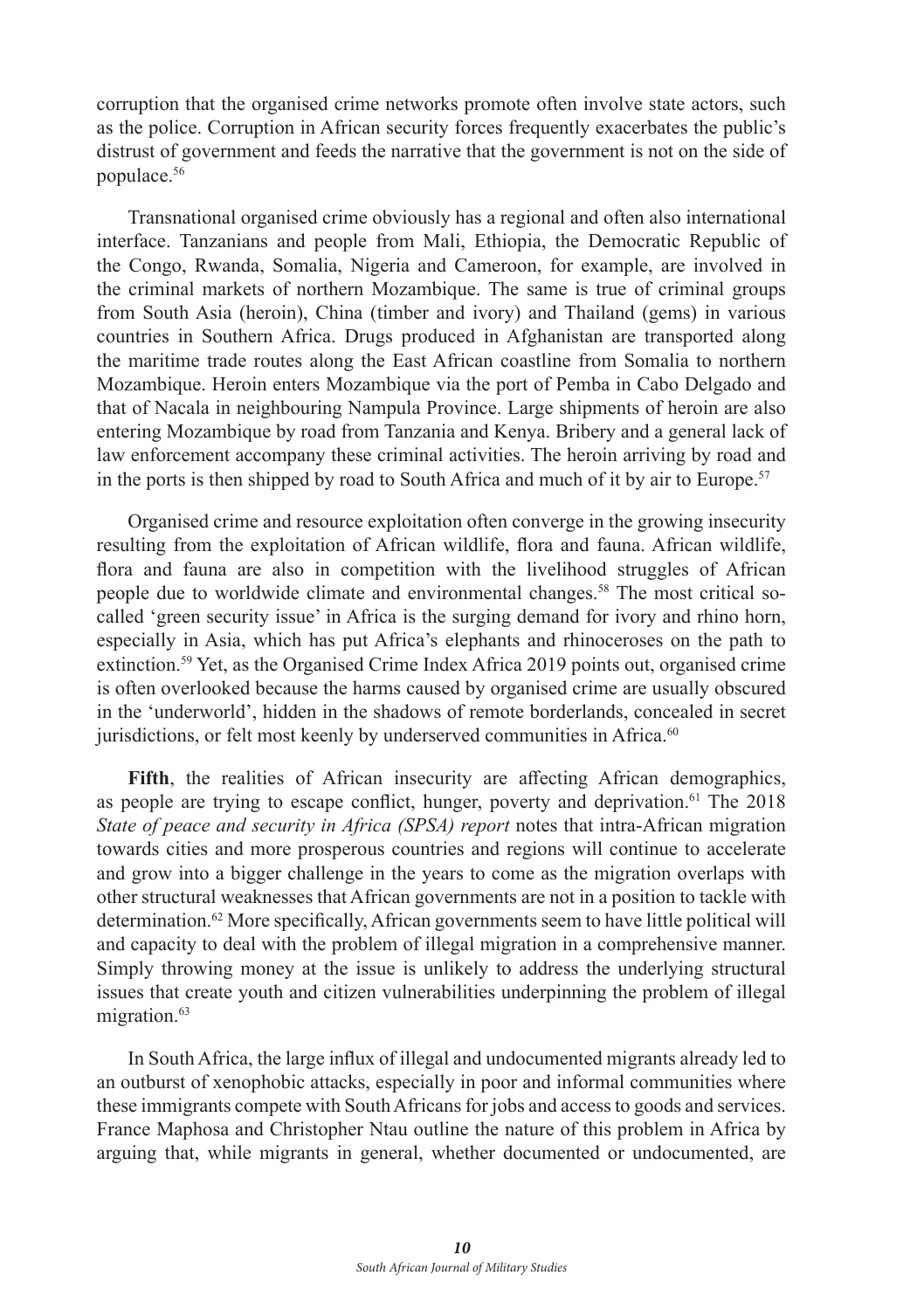corruption that the organised crime networks promote often involve state actors, such as the police. Corruption in African security forces frequently exacerbates the public's distrust of government and feeds the narrative that the government is not on the side of populace.[56]

Transnational organised crime obviously has a regional and often also international interface. Tanzanians and people from Mali, Ethiopia, the Democratic Republic of the Congo, Rwanda, Somalia, Nigeria and Cameroon, for example, are involved in the criminal markets of northern Mozambique. The same is true of criminal groups from South Asia (heroin), China (timber and ivory) and Thailand (gems) in various countries in Southern Africa. Drugs produced in Afghanistan are transported along the maritime trade routes along the East African coastline from Somalia to northern Mozambique. Heroin enters Mozambique via the port of Pemba in Cabo Delgado and that of Nacala in neighbouring Nampula Province. Large shipments of heroin are also entering Mozambique by road from Tanzania and Kenya. Bribery and a general lack of law enforcement accompany these criminal activities. The heroin arriving by road and in the ports is then shipped by road to South Africa and much of it by air to Europe.[57]

Organised crime and resource exploitation often converge in the growing insecurity resulting from the exploitation of African wildlife, flora and fauna. African wildlife, flora and fauna are also in competition with the livelihood struggles of African people due to worldwide climate and environmental changes.[58] The most critical so-called 'green security issue' in Africa is the surging demand for ivory and rhino horn, especially in Asia, which has put Africa's elephants and rhinoceroses on the path to extinction.[59] Yet, as the Organised Crime Index Africa 2019 points out, organised crime is often overlooked because the harms caused by organised crime are usually obscured in the 'underworld', hidden in the shadows of remote borderlands, concealed in secret jurisdictions, or felt most keenly by underserved communities in Africa.[60]

**Fifth**, the realities of African insecurity are affecting African demographics, as people are trying to escape conflict, hunger, poverty and deprivation.[61] The 2018 *State of peace and security in Africa (SPSA) report* notes that intra-African migration towards cities and more prosperous countries and regions will continue to accelerate and grow into a bigger challenge in the years to come as the migration overlaps with other structural weaknesses that African governments are not in a position to tackle with determination.[62] More specifically, African governments seem to have little political will and capacity to deal with the problem of illegal migration in a comprehensive manner. Simply throwing money at the issue is unlikely to address the underlying structural issues that create youth and citizen vulnerabilities underpinning the problem of illegal migration.[63]

In South Africa, the large influx of illegal and undocumented migrants already led to an outburst of xenophobic attacks, especially in poor and informal communities where these immigrants compete with South Africans for jobs and access to goods and services. France Maphosa and Christopher Ntau outline the nature of this problem in Africa by arguing that, while migrants in general, whether documented or undocumented, are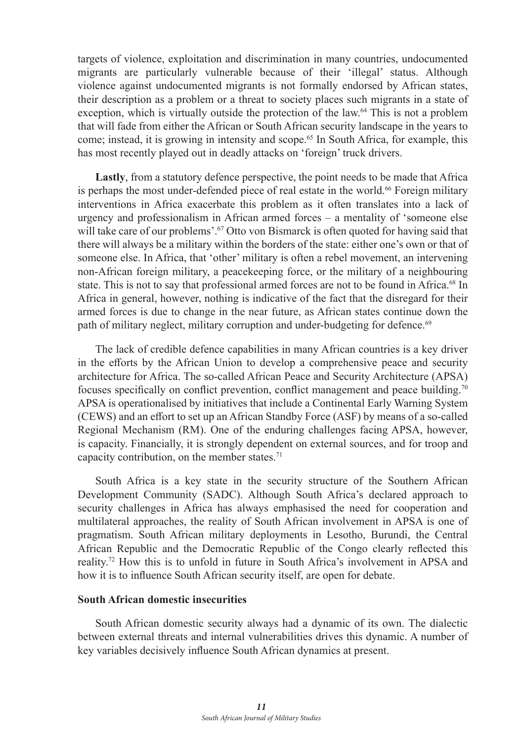targets of violence, exploitation and discrimination in many countries, undocumented migrants are particularly vulnerable because of their 'illegal' status. Although violence against undocumented migrants is not formally endorsed by African states, their description as a problem or a threat to society places such migrants in a state of exception, which is virtually outside the protection of the law.[64] This is not a problem that will fade from either the African or South African security landscape in the years to come; instead, it is growing in intensity and scope.[65] In South Africa, for example, this has most recently played out in deadly attacks on 'foreign' truck drivers.

**Lastly**, from a statutory defence perspective, the point needs to be made that Africa is perhaps the most under-defended piece of real estate in the world.[66] Foreign military interventions in Africa exacerbate this problem as it often translates into a lack of urgency and professionalism in African armed forces – a mentality of 'someone else will take care of our problems'.[67] Otto von Bismarck is often quoted for having said that there will always be a military within the borders of the state: either one's own or that of someone else. In Africa, that 'other' military is often a rebel movement, an intervening non-African foreign military, a peacekeeping force, or the military of a neighbouring state. This is not to say that professional armed forces are not to be found in Africa.[68] In Africa in general, however, nothing is indicative of the fact that the disregard for their armed forces is due to change in the near future, as African states continue down the path of military neglect, military corruption and under-budgeting for defence.[69]

The lack of credible defence capabilities in many African countries is a key driver in the efforts by the African Union to develop a comprehensive peace and security architecture for Africa. The so-called African Peace and Security Architecture (APSA) focuses specifically on conflict prevention, conflict management and peace building.[70] APSA is operationalised by initiatives that include a Continental Early Warning System (CEWS) and an effort to set up an African Standby Force (ASF) by means of a so-called Regional Mechanism (RM). One of the enduring challenges facing APSA, however, is capacity. Financially, it is strongly dependent on external sources, and for troop and capacity contribution, on the member states.[71]

South Africa is a key state in the security structure of the Southern African Development Community (SADC). Although South Africa's declared approach to security challenges in Africa has always emphasised the need for cooperation and multilateral approaches, the reality of South African involvement in APSA is one of pragmatism. South African military deployments in Lesotho, Burundi, the Central African Republic and the Democratic Republic of the Congo clearly reflected this reality.[72] How this is to unfold in future in South Africa's involvement in APSA and how it is to influence South African security itself, are open for debate.

### South African domestic insecurities

South African domestic security always had a dynamic of its own. The dialectic between external threats and internal vulnerabilities drives this dynamic. A number of key variables decisively influence South African dynamics at present.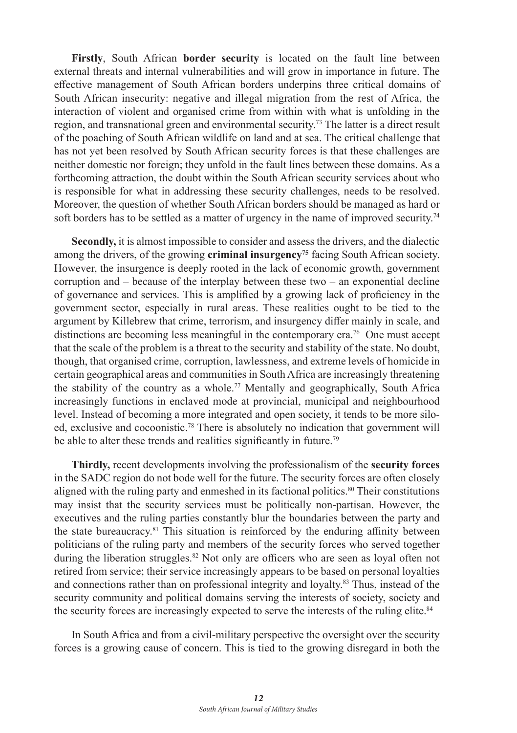**Firstly**, South African **border security** is located on the fault line between external threats and internal vulnerabilities and will grow in importance in future. The effective management of South African borders underpins three critical domains of South African insecurity: negative and illegal migration from the rest of Africa, the interaction of violent and organised crime from within with what is unfolding in the region, and transnational green and environmental security.[73] The latter is a direct result of the poaching of South African wildlife on land and at sea. The critical challenge that has not yet been resolved by South African security forces is that these challenges are neither domestic nor foreign; they unfold in the fault lines between these domains. As a forthcoming attraction, the doubt within the South African security services about who is responsible for what in addressing these security challenges, needs to be resolved. Moreover, the question of whether South African borders should be managed as hard or soft borders has to be settled as a matter of urgency in the name of improved security.[74]

**Secondly,** it is almost impossible to consider and assess the drivers, and the dialectic among the drivers, of the growing **criminal insurgency**[75] facing South African society. However, the insurgence is deeply rooted in the lack of economic growth, government corruption and – because of the interplay between these two – an exponential decline of governance and services. This is amplified by a growing lack of proficiency in the government sector, especially in rural areas. These realities ought to be tied to the argument by Killebrew that crime, terrorism, and insurgency differ mainly in scale, and distinctions are becoming less meaningful in the contemporary era.[76] One must accept that the scale of the problem is a threat to the security and stability of the state. No doubt, though, that organised crime, corruption, lawlessness, and extreme levels of homicide in certain geographical areas and communities in South Africa are increasingly threatening the stability of the country as a whole.[77] Mentally and geographically, South Africa increasingly functions in enclaved mode at provincial, municipal and neighbourhood level. Instead of becoming a more integrated and open society, it tends to be more silo-ed, exclusive and cocoonistic.[78] There is absolutely no indication that government will be able to alter these trends and realities significantly in future.[79]

**Thirdly,** recent developments involving the professionalism of the **security forces** in the SADC region do not bode well for the future. The security forces are often closely aligned with the ruling party and enmeshed in its factional politics.[80] Their constitutions may insist that the security services must be politically non-partisan. However, the executives and the ruling parties constantly blur the boundaries between the party and the state bureaucracy.[81] This situation is reinforced by the enduring affinity between politicians of the ruling party and members of the security forces who served together during the liberation struggles.[82] Not only are officers who are seen as loyal often not retired from service; their service increasingly appears to be based on personal loyalties and connections rather than on professional integrity and loyalty.[83] Thus, instead of the security community and political domains serving the interests of society, society and the security forces are increasingly expected to serve the interests of the ruling elite.[84]

In South Africa and from a civil-military perspective the oversight over the security forces is a growing cause of concern. This is tied to the growing disregard in both the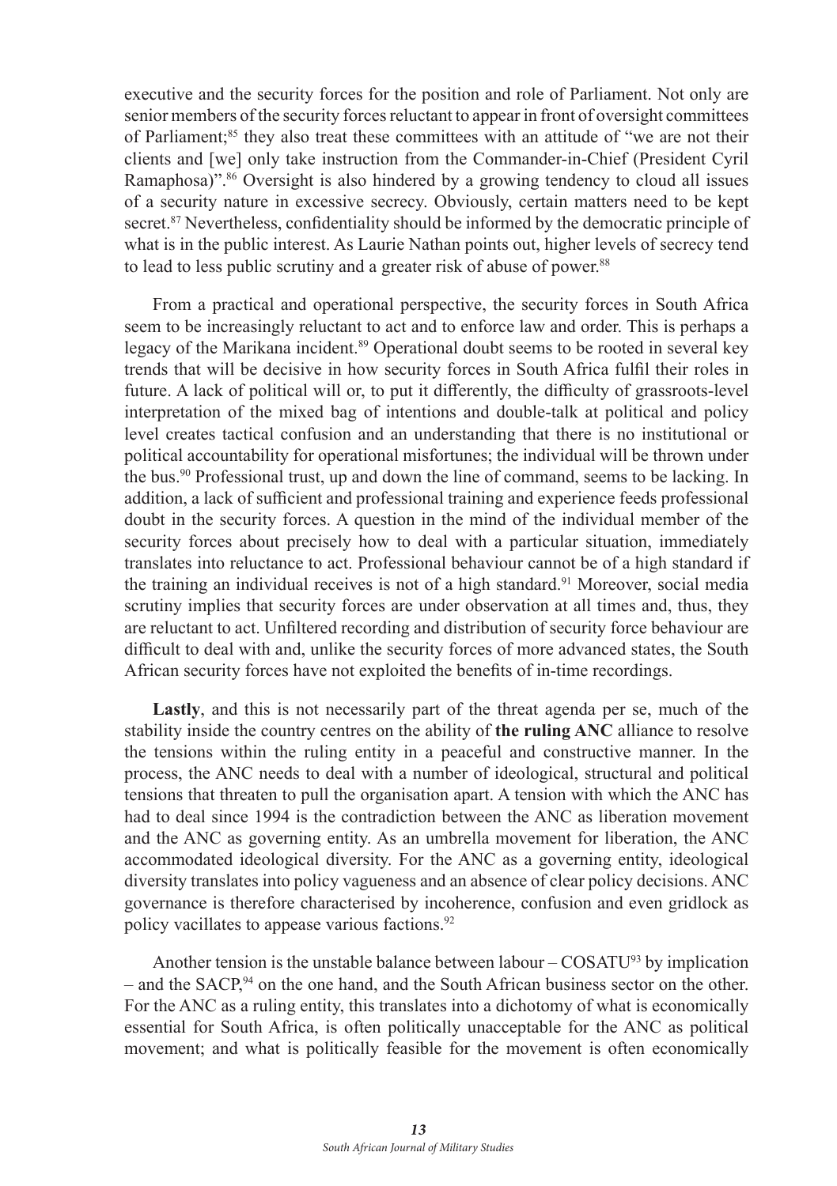executive and the security forces for the position and role of Parliament. Not only are senior members of the security forces reluctant to appear in front of oversight committees of Parliament;[85] they also treat these committees with an attitude of "we are not their clients and [we] only take instruction from the Commander-in-Chief (President Cyril Ramaphosa)".[86] Oversight is also hindered by a growing tendency to cloud all issues of a security nature in excessive secrecy. Obviously, certain matters need to be kept secret.[87] Nevertheless, confidentiality should be informed by the democratic principle of what is in the public interest. As Laurie Nathan points out, higher levels of secrecy tend to lead to less public scrutiny and a greater risk of abuse of power.[88]

From a practical and operational perspective, the security forces in South Africa seem to be increasingly reluctant to act and to enforce law and order. This is perhaps a legacy of the Marikana incident.[89] Operational doubt seems to be rooted in several key trends that will be decisive in how security forces in South Africa fulfil their roles in future. A lack of political will or, to put it differently, the difficulty of grassroots-level interpretation of the mixed bag of intentions and double-talk at political and policy level creates tactical confusion and an understanding that there is no institutional or political accountability for operational misfortunes; the individual will be thrown under the bus.[90] Professional trust, up and down the line of command, seems to be lacking. In addition, a lack of sufficient and professional training and experience feeds professional doubt in the security forces. A question in the mind of the individual member of the security forces about precisely how to deal with a particular situation, immediately translates into reluctance to act. Professional behaviour cannot be of a high standard if the training an individual receives is not of a high standard.[91] Moreover, social media scrutiny implies that security forces are under observation at all times and, thus, they are reluctant to act. Unfiltered recording and distribution of security force behaviour are difficult to deal with and, unlike the security forces of more advanced states, the South African security forces have not exploited the benefits of in-time recordings.

**Lastly**, and this is not necessarily part of the threat agenda per se, much of the stability inside the country centres on the ability of **the ruling ANC** alliance to resolve the tensions within the ruling entity in a peaceful and constructive manner. In the process, the ANC needs to deal with a number of ideological, structural and political tensions that threaten to pull the organisation apart. A tension with which the ANC has had to deal since 1994 is the contradiction between the ANC as liberation movement and the ANC as governing entity. As an umbrella movement for liberation, the ANC accommodated ideological diversity. For the ANC as a governing entity, ideological diversity translates into policy vagueness and an absence of clear policy decisions. ANC governance is therefore characterised by incoherence, confusion and even gridlock as policy vacillates to appease various factions.[92]

Another tension is the unstable balance between labour – COSATU[93] by implication – and the SACP,[94] on the one hand, and the South African business sector on the other. For the ANC as a ruling entity, this translates into a dichotomy of what is economically essential for South Africa, is often politically unacceptable for the ANC as political movement; and what is politically feasible for the movement is often economically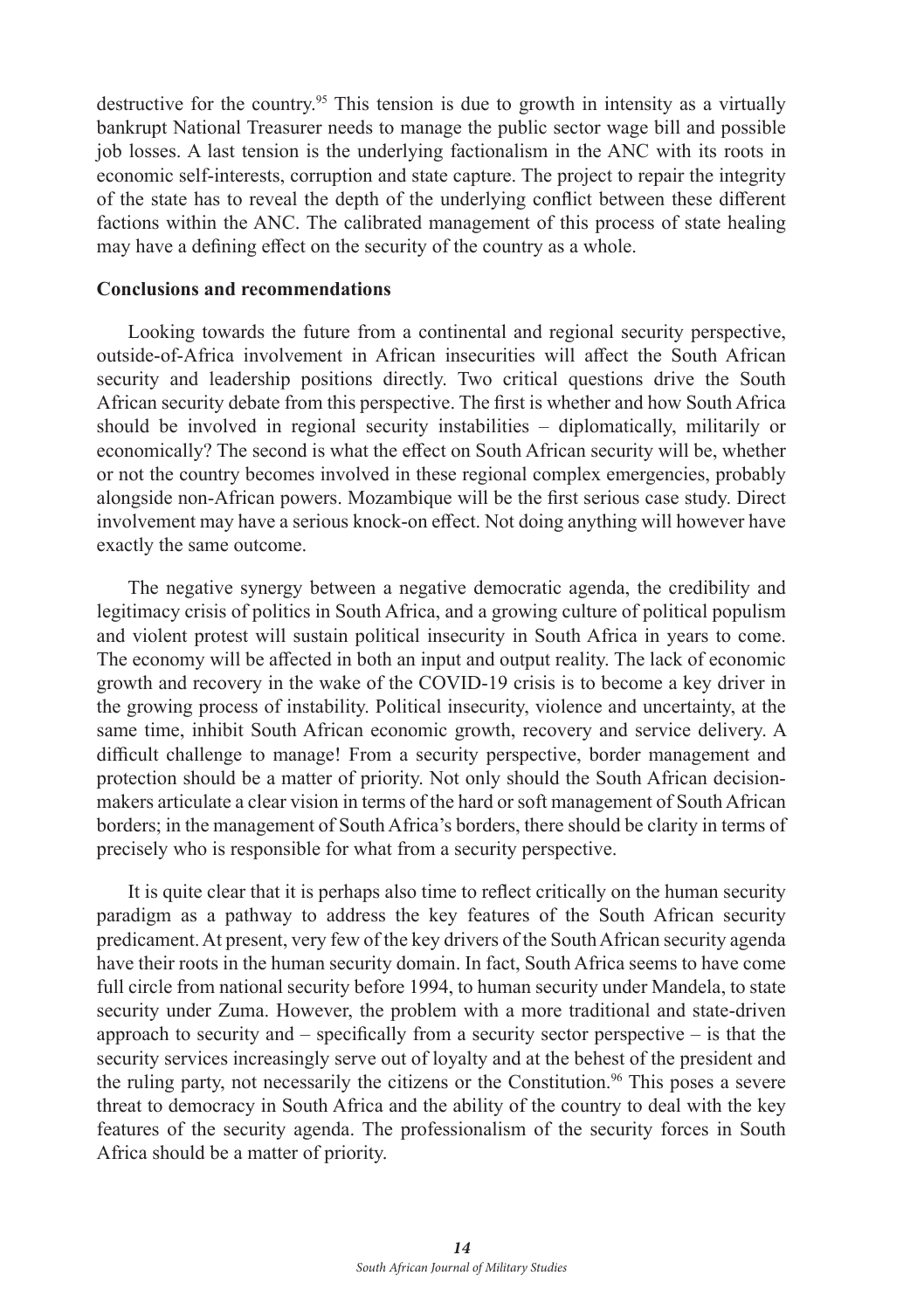destructive for the country.[95] This tension is due to growth in intensity as a virtually bankrupt National Treasurer needs to manage the public sector wage bill and possible job losses. A last tension is the underlying factionalism in the ANC with its roots in economic self-interests, corruption and state capture. The project to repair the integrity of the state has to reveal the depth of the underlying conflict between these different factions within the ANC. The calibrated management of this process of state healing may have a defining effect on the security of the country as a whole.

**Conclusions and recommendations**

Looking towards the future from a continental and regional security perspective, outside-of-Africa involvement in African insecurities will affect the South African security and leadership positions directly. Two critical questions drive the South African security debate from this perspective. The first is whether and how South Africa should be involved in regional security instabilities – diplomatically, militarily or economically? The second is what the effect on South African security will be, whether or not the country becomes involved in these regional complex emergencies, probably alongside non-African powers. Mozambique will be the first serious case study. Direct involvement may have a serious knock-on effect. Not doing anything will however have exactly the same outcome.

The negative synergy between a negative democratic agenda, the credibility and legitimacy crisis of politics in South Africa, and a growing culture of political populism and violent protest will sustain political insecurity in South Africa in years to come. The economy will be affected in both an input and output reality. The lack of economic growth and recovery in the wake of the COVID-19 crisis is to become a key driver in the growing process of instability. Political insecurity, violence and uncertainty, at the same time, inhibit South African economic growth, recovery and service delivery. A difficult challenge to manage! From a security perspective, border management and protection should be a matter of priority. Not only should the South African decision-makers articulate a clear vision in terms of the hard or soft management of South African borders; in the management of South Africa's borders, there should be clarity in terms of precisely who is responsible for what from a security perspective.

It is quite clear that it is perhaps also time to reflect critically on the human security paradigm as a pathway to address the key features of the South African security predicament. At present, very few of the key drivers of the South African security agenda have their roots in the human security domain. In fact, South Africa seems to have come full circle from national security before 1994, to human security under Mandela, to state security under Zuma. However, the problem with a more traditional and state-driven approach to security and – specifically from a security sector perspective – is that the security services increasingly serve out of loyalty and at the behest of the president and the ruling party, not necessarily the citizens or the Constitution.[96] This poses a severe threat to democracy in South Africa and the ability of the country to deal with the key features of the security agenda. The professionalism of the security forces in South Africa should be a matter of priority.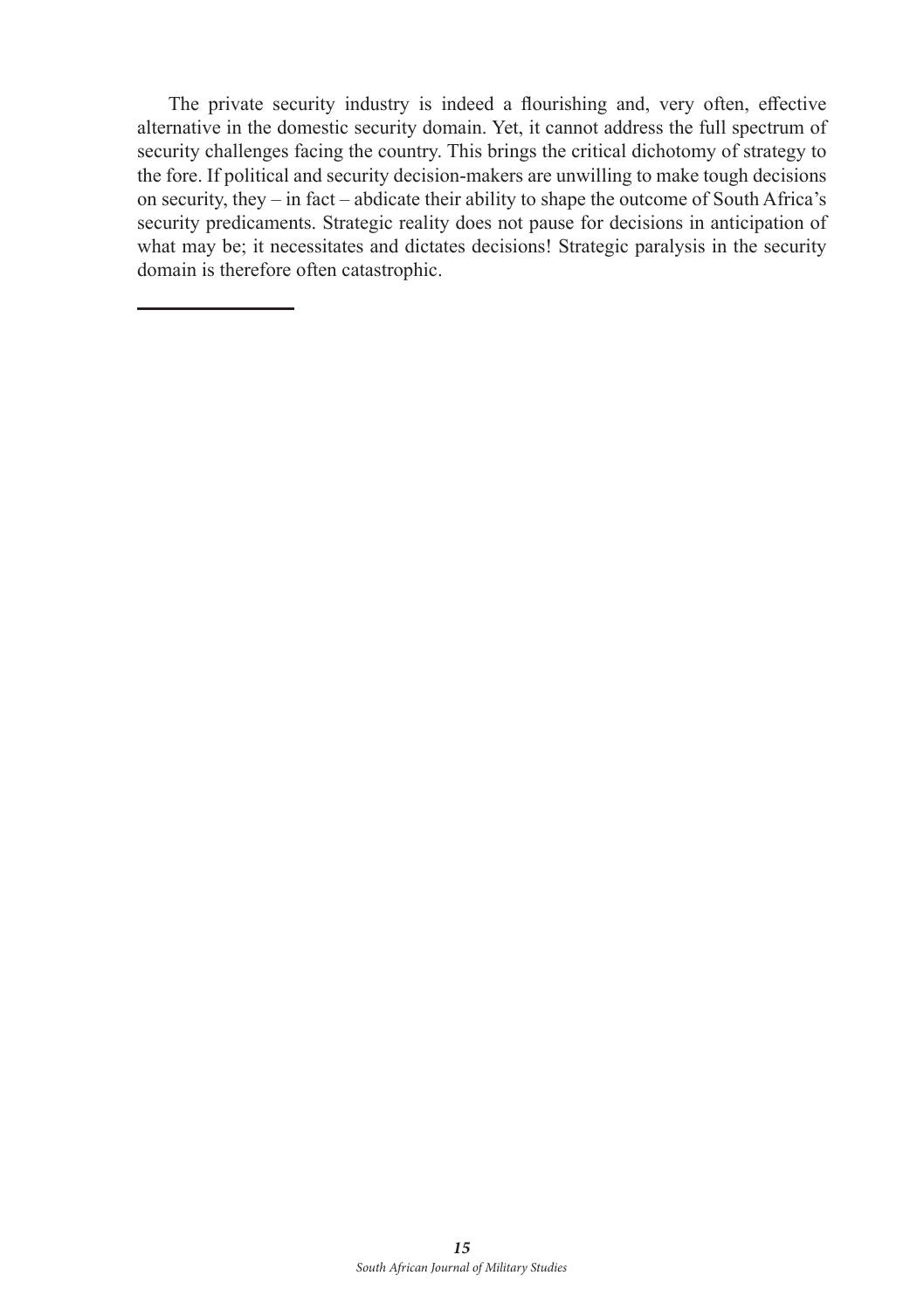The private security industry is indeed a flourishing and, very often, effective alternative in the domestic security domain. Yet, it cannot address the full spectrum of security challenges facing the country. This brings the critical dichotomy of strategy to the fore. If political and security decision-makers are unwilling to make tough decisions on security, they – in fact – abdicate their ability to shape the outcome of South Africa's security predicaments. Strategic reality does not pause for decisions in anticipation of what may be; it necessitates and dictates decisions! Strategic paralysis in the security domain is therefore often catastrophic.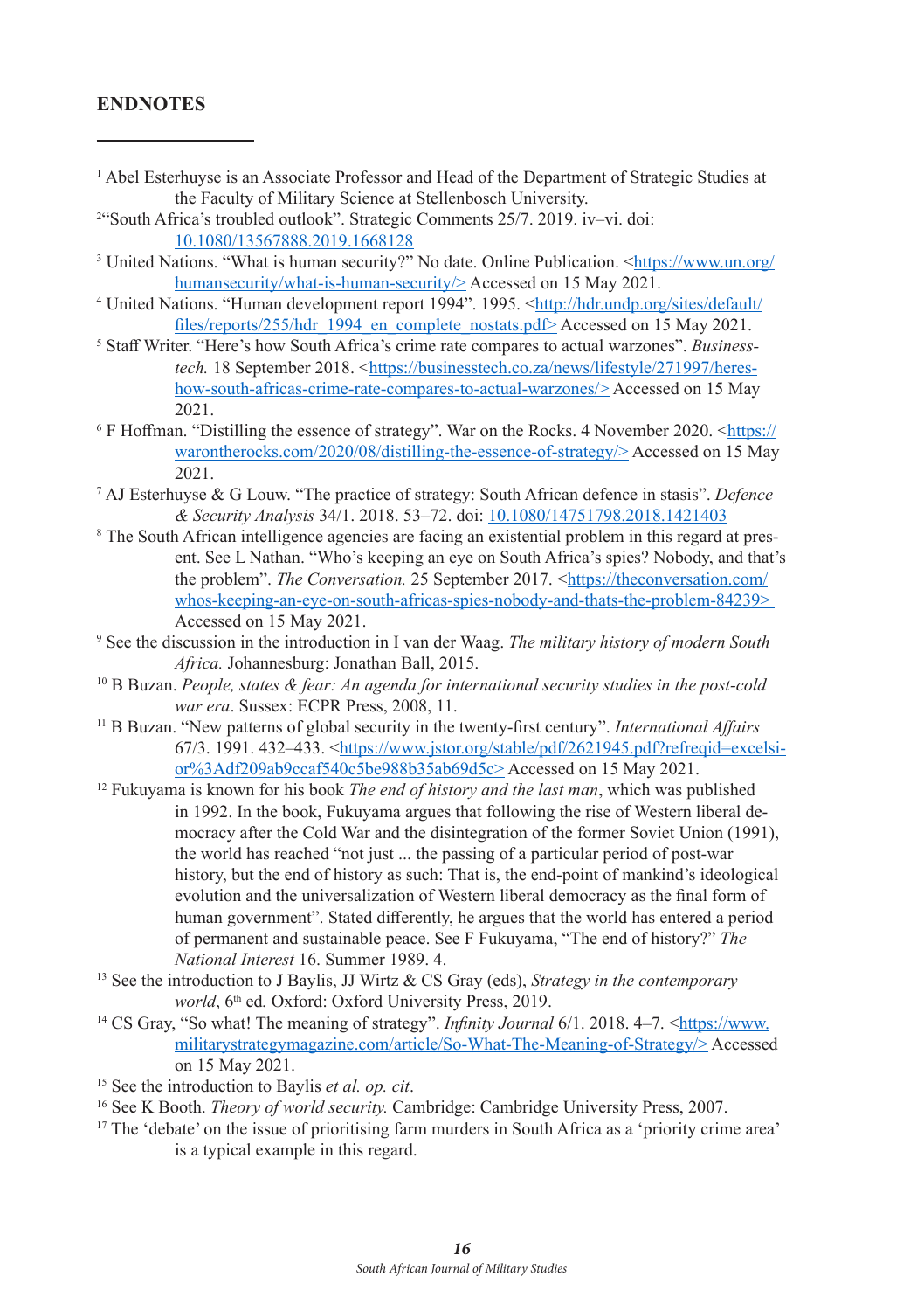## ENDNOTES

[1] Abel Esterhuyse is an Associate Professor and Head of the Department of Strategic Studies at the Faculty of Military Science at Stellenbosch University.

[2] "South Africa's troubled outlook". Strategic Comments 25/7. 2019. iv–vi. doi: 10.1080/13567888.2019.1668128

[3] United Nations. "What is human security?" No date. Online Publication. <https://www.un.org/humansecurity/what-is-human-security/> Accessed on 15 May 2021.

[4] United Nations. "Human development report 1994". 1995. <http://hdr.undp.org/sites/default/files/reports/255/hdr_1994_en_complete_nostats.pdf> Accessed on 15 May 2021.

[5] Staff Writer. "Here's how South Africa's crime rate compares to actual warzones". *Businesstech.* 18 September 2018. <https://businesstech.co.za/news/lifestyle/271997/heres-how-south-africas-crime-rate-compares-to-actual-warzones/> Accessed on 15 May 2021.

[6] F Hoffman. "Distilling the essence of strategy". War on the Rocks. 4 November 2020. <https://warontherocks.com/2020/08/distilling-the-essence-of-strategy/> Accessed on 15 May 2021.

[7] AJ Esterhuyse & G Louw. "The practice of strategy: South African defence in stasis". *Defence & Security Analysis* 34/1. 2018. 53–72. doi: 10.1080/14751798.2018.1421403

[8] The South African intelligence agencies are facing an existential problem in this regard at present. See L Nathan. "Who's keeping an eye on South Africa's spies? Nobody, and that's the problem". *The Conversation.* 25 September 2017. <https://theconversation.com/whos-keeping-an-eye-on-south-africas-spies-nobody-and-thats-the-problem-84239> Accessed on 15 May 2021.

[9] See the discussion in the introduction in I van der Waag. *The military history of modern South Africa.* Johannesburg: Jonathan Ball, 2015.

[10] B Buzan. *People, states & fear: An agenda for international security studies in the post-cold war era*. Sussex: ECPR Press, 2008, 11.

[11] B Buzan. "New patterns of global security in the twenty-first century". *International Affairs* 67/3. 1991. 432–433. <https://www.jstor.org/stable/pdf/2621945.pdf?refreqid=excelsior%3Adf209ab9ccaf540c5be988b35ab69d5c> Accessed on 15 May 2021.

[12] Fukuyama is known for his book *The end of history and the last man*, which was published in 1992. In the book, Fukuyama argues that following the rise of Western liberal democracy after the Cold War and the disintegration of the former Soviet Union (1991), the world has reached "not just ... the passing of a particular period of post-war history, but the end of history as such: That is, the end-point of mankind's ideological evolution and the universalization of Western liberal democracy as the final form of human government". Stated differently, he argues that the world has entered a period of permanent and sustainable peace. See F Fukuyama, "The end of history?" *The National Interest* 16. Summer 1989. 4.

[13] See the introduction to J Baylis, JJ Wirtz & CS Gray (eds), *Strategy in the contemporary world*, 6th ed*.* Oxford: Oxford University Press, 2019.

[14] CS Gray, "So what! The meaning of strategy". *Infinity Journal* 6/1. 2018. 4–7. <https://www.militarystrategymagazine.com/article/So-What-The-Meaning-of-Strategy/> Accessed on 15 May 2021.

[15] See the introduction to Baylis *et al. op. cit*.

[16] See K Booth. *Theory of world security.* Cambridge: Cambridge University Press, 2007.

[17] The 'debate' on the issue of prioritising farm murders in South Africa as a 'priority crime area' is a typical example in this regard.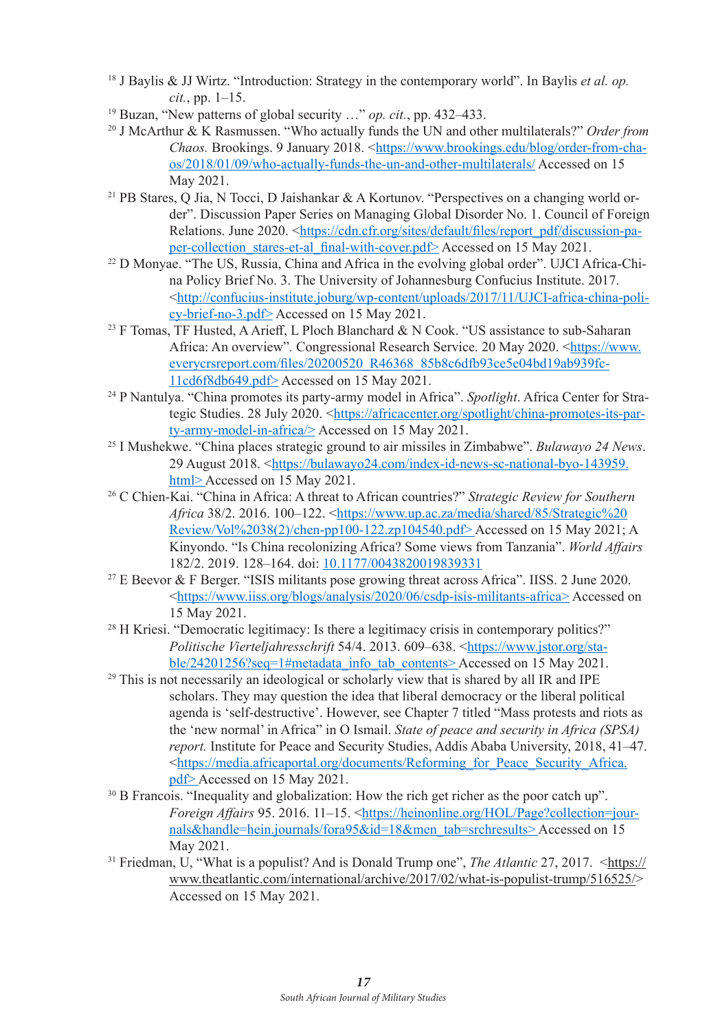[18] J Baylis & JJ Wirtz. "Introduction: Strategy in the contemporary world". In Baylis *et al. op. cit.*, pp. 1–15.

[19] Buzan, "New patterns of global security …" *op. cit.*, pp. 432–433.

[20] J McArthur & K Rasmussen. "Who actually funds the UN and other multilaterals?" *Order from Chaos.* Brookings. 9 January 2018. <https://www.brookings.edu/blog/order-from-chaos/2018/01/09/who-actually-funds-the-un-and-other-multilaterals/ Accessed on 15 May 2021.

[21] PB Stares, Q Jia, N Tocci, D Jaishankar & A Kortunov. "Perspectives on a changing world order". Discussion Paper Series on Managing Global Disorder No. 1. Council of Foreign Relations. June 2020. <https://cdn.cfr.org/sites/default/files/report_pdf/discussion-paper-collection_stares-et-al_final-with-cover.pdf> Accessed on 15 May 2021.

[22] D Monyae. "The US, Russia, China and Africa in the evolving global order". UJCI Africa-China Policy Brief No. 3. The University of Johannesburg Confucius Institute. 2017. <http://confucius-institute.joburg/wp-content/uploads/2017/11/UJCI-africa-china-policy-brief-no-3.pdf> Accessed on 15 May 2021.

[23] F Tomas, TF Husted, A Arieff, L Ploch Blanchard & N Cook. "US assistance to sub-Saharan Africa: An overview". Congressional Research Service. 20 May 2020. <https://www.everycrsreport.com/files/20200520_R46368_85b8c6dfb93ce5e04bd19ab939fc11cd6f8db649.pdf> Accessed on 15 May 2021.

[24] P Nantulya. "China promotes its party-army model in Africa". *Spotlight*. Africa Center for Strategic Studies. 28 July 2020. <https://africacenter.org/spotlight/china-promotes-its-party-army-model-in-africa/> Accessed on 15 May 2021.

[25] I Mushekwe. "China places strategic ground to air missiles in Zimbabwe". *Bulawayo 24 News*. 29 August 2018. <https://bulawayo24.com/index-id-news-sc-national-byo-143959.html> Accessed on 15 May 2021.

[26] C Chien-Kai. "China in Africa: A threat to African countries?" *Strategic Review for Southern Africa* 38/2. 2016. 100–122. <https://www.up.ac.za/media/shared/85/Strategic%20Review/Vol%2038(2)/chen-pp100-122.zp104540.pdf> Accessed on 15 May 2021; A Kinyondo. "Is China recolonizing Africa? Some views from Tanzania". *World Affairs* 182/2. 2019. 128–164. doi: 10.1177/0043820019839331

[27] E Beevor & F Berger. "ISIS militants pose growing threat across Africa". IISS. 2 June 2020. <https://www.iiss.org/blogs/analysis/2020/06/csdp-isis-militants-africa> Accessed on 15 May 2021.

[28] H Kriesi. "Democratic legitimacy: Is there a legitimacy crisis in contemporary politics?" *Politische Vierteljahresschrift* 54/4. 2013. 609–638. <https://www.jstor.org/stable/24201256?seq=1#metadata_info_tab_contents> Accessed on 15 May 2021.

[29] This is not necessarily an ideological or scholarly view that is shared by all IR and IPE scholars. They may question the idea that liberal democracy or the liberal political agenda is 'self-destructive'. However, see Chapter 7 titled "Mass protests and riots as the 'new normal' in Africa" in O Ismail. *State of peace and security in Africa (SPSA) report.* Institute for Peace and Security Studies, Addis Ababa University, 2018, 41–47. <https://media.africaportal.org/documents/Reforming_for_Peace_Security_Africa.pdf> Accessed on 15 May 2021.

[30] B Francois. "Inequality and globalization: How the rich get richer as the poor catch up". *Foreign Affairs* 95. 2016. 11–15. <https://heinonline.org/HOL/Page?collection=journals&handle=hein.journals/fora95&id=18&men_tab=srchresults> Accessed on 15 May 2021.

[31] Friedman, U, "What is a populist? And is Donald Trump one", *The Atlantic* 27, 2017. <https://www.theatlantic.com/international/archive/2017/02/what-is-populist-trump/516525/> Accessed on 15 May 2021.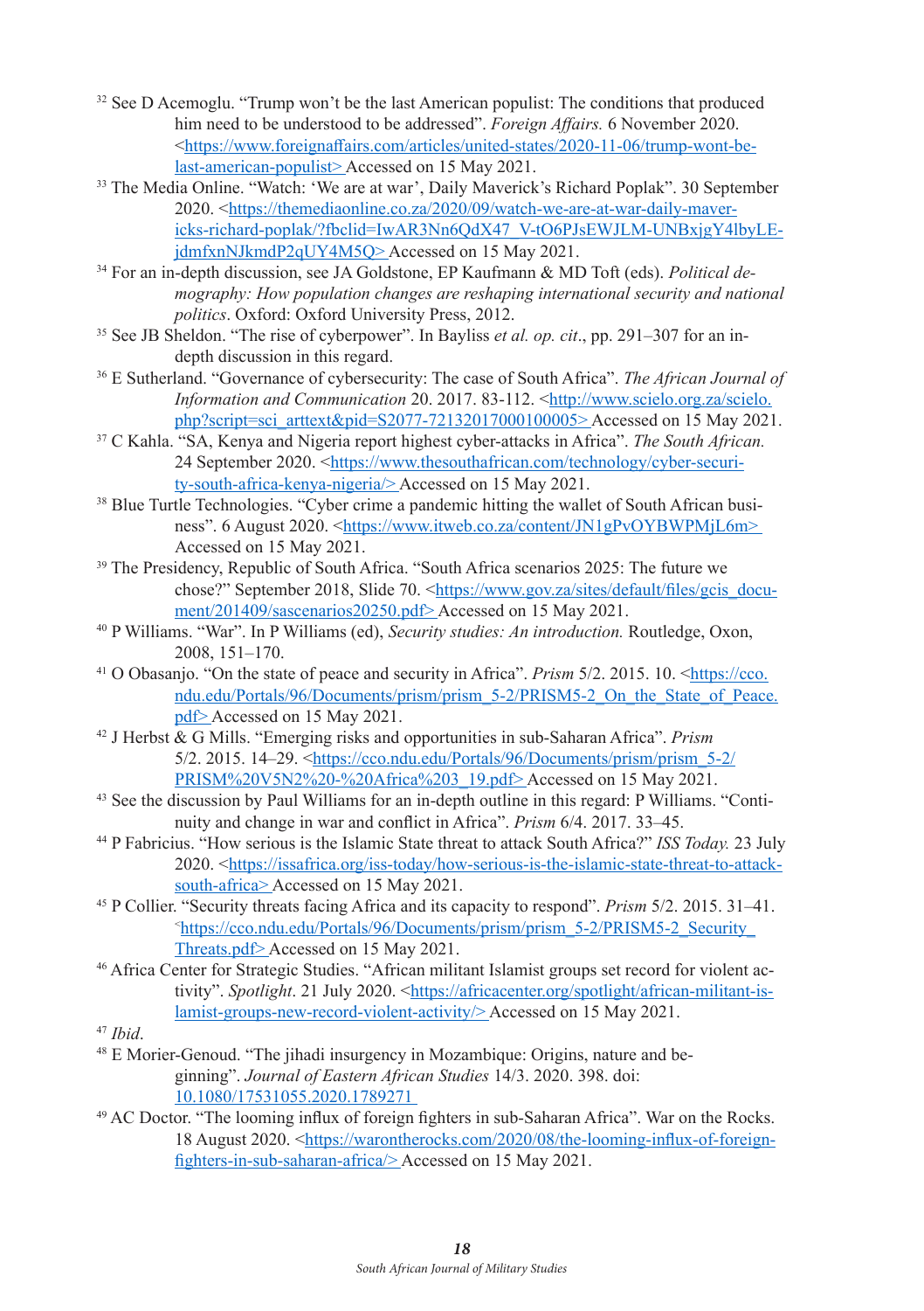[32] See D Acemoglu. "Trump won't be the last American populist: The conditions that produced him need to be understood to be addressed". *Foreign Affairs.* 6 November 2020. <https://www.foreignaffairs.com/articles/united-states/2020-11-06/trump-wont-be-last-american-populist> Accessed on 15 May 2021.

[33] The Media Online. "Watch: 'We are at war', Daily Maverick's Richard Poplak". 30 September 2020. <https://themediaonline.co.za/2020/09/watch-we-are-at-war-daily-mavericks-richard-poplak/?fbclid=IwAR3Nn6QdX47_V-tO6PJsEWJLM-UNBxjgY4lbyLEjdmfxnNJkmdP2qUY4M5Q> Accessed on 15 May 2021.

[34] For an in-depth discussion, see JA Goldstone, EP Kaufmann & MD Toft (eds). *Political demography: How population changes are reshaping international security and national politics*. Oxford: Oxford University Press, 2012.

[35] See JB Sheldon. "The rise of cyberpower". In Bayliss *et al. op. cit*., pp. 291–307 for an in-depth discussion in this regard.

[36] E Sutherland. "Governance of cybersecurity: The case of South Africa". *The African Journal of Information and Communication* 20. 2017. 83-112. <http://www.scielo.org.za/scielo.php?script=sci_arttext&pid=S2077-72132017000100005> Accessed on 15 May 2021.

[37] C Kahla. "SA, Kenya and Nigeria report highest cyber-attacks in Africa". *The South African.* 24 September 2020. <https://www.thesouthafrican.com/technology/cyber-security-south-africa-kenya-nigeria/> Accessed on 15 May 2021.

[38] Blue Turtle Technologies. "Cyber crime a pandemic hitting the wallet of South African business". 6 August 2020. <https://www.itweb.co.za/content/JN1gPvOYBWPMjL6m> Accessed on 15 May 2021.

[39] The Presidency, Republic of South Africa. "South Africa scenarios 2025: The future we chose?" September 2018, Slide 70. <https://www.gov.za/sites/default/files/gcis_document/201409/sascenarios20250.pdf> Accessed on 15 May 2021.

[40] P Williams. "War". In P Williams (ed), *Security studies: An introduction.* Routledge, Oxon, 2008, 151–170.

[41] O Obasanjo. "On the state of peace and security in Africa". *Prism* 5/2. 2015. 10. <https://cco.ndu.edu/Portals/96/Documents/prism/prism_5-2/PRISM5-2_On_the_State_of_Peace.pdf> Accessed on 15 May 2021.

[42] J Herbst & G Mills. "Emerging risks and opportunities in sub-Saharan Africa". *Prism* 5/2. 2015. 14–29. <https://cco.ndu.edu/Portals/96/Documents/prism/prism_5-2/PRISM%20V5N2%20-%20Africa%203_19.pdf> Accessed on 15 May 2021.

[43] See the discussion by Paul Williams for an in-depth outline in this regard: P Williams. "Continuity and change in war and conflict in Africa". *Prism* 6/4. 2017. 33–45.

[44] P Fabricius. "How serious is the Islamic State threat to attack South Africa?" *ISS Today.* 23 July 2020. <https://issafrica.org/iss-today/how-serious-is-the-islamic-state-threat-to-attack-south-africa> Accessed on 15 May 2021.

[45] P Collier. "Security threats facing Africa and its capacity to respond". *Prism* 5/2. 2015. 31–41. <https://cco.ndu.edu/Portals/96/Documents/prism/prism_5-2/PRISM5-2_Security_Threats.pdf> Accessed on 15 May 2021.

[46] Africa Center for Strategic Studies. "African militant Islamist groups set record for violent activity". *Spotlight*. 21 July 2020. <https://africacenter.org/spotlight/african-militant-islamist-groups-new-record-violent-activity/> Accessed on 15 May 2021.

[47] *Ibid*.

[48] E Morier-Genoud. "The jihadi insurgency in Mozambique: Origins, nature and beginning". *Journal of Eastern African Studies* 14/3. 2020. 398. doi: 10.1080/17531055.2020.1789271

[49] AC Doctor. "The looming influx of foreign fighters in sub-Saharan Africa". War on the Rocks. 18 August 2020. <https://warontherocks.com/2020/08/the-looming-influx-of-foreign-fighters-in-sub-saharan-africa/> Accessed on 15 May 2021.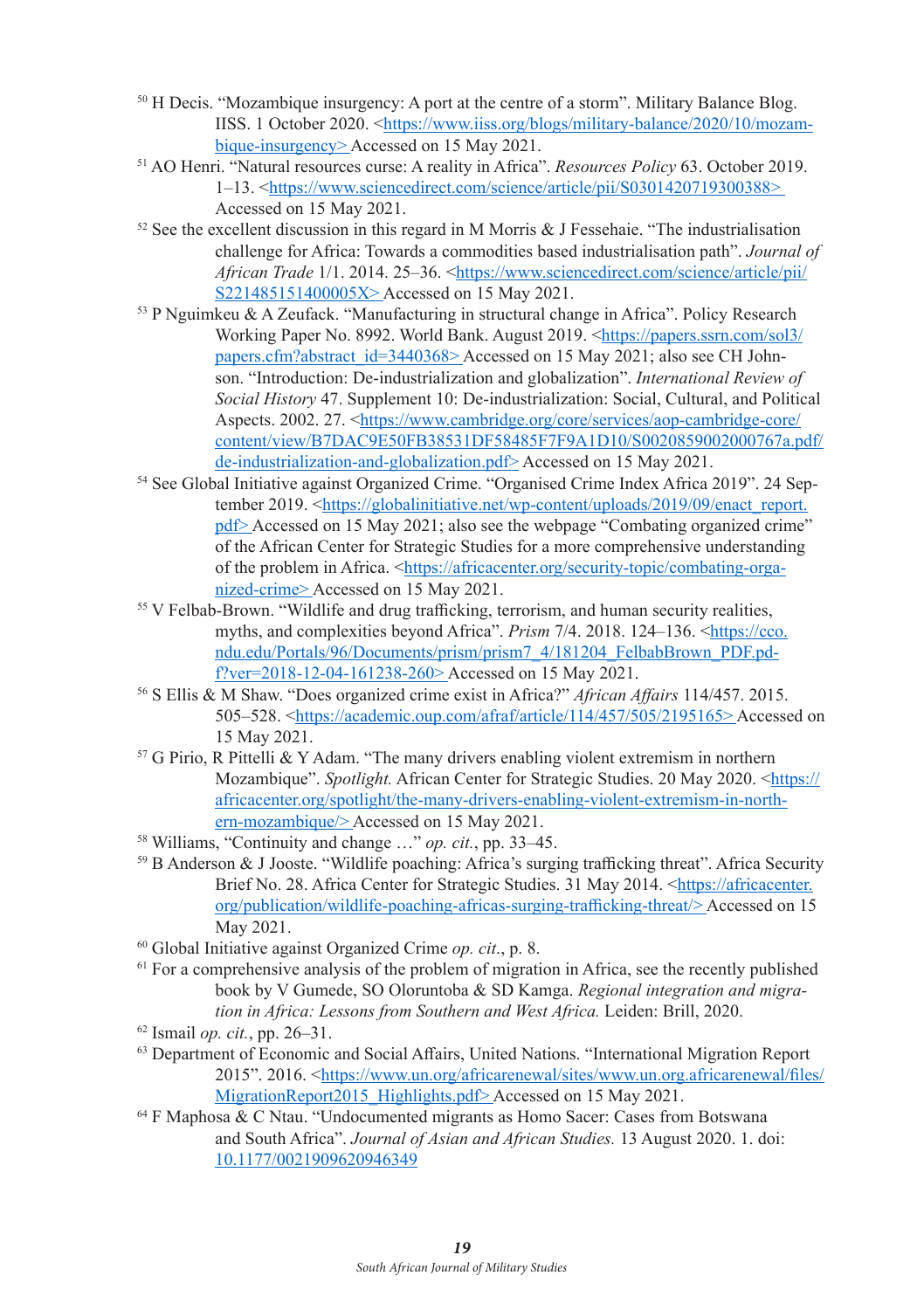[50] H Decis. "Mozambique insurgency: A port at the centre of a storm". Military Balance Blog. IISS. 1 October 2020. <https://www.iiss.org/blogs/military-balance/2020/10/mozambique-insurgency> Accessed on 15 May 2021.

[51] AO Henri. "Natural resources curse: A reality in Africa". *Resources Policy* 63. October 2019. 1–13. <https://www.sciencedirect.com/science/article/pii/S0301420719300388> Accessed on 15 May 2021.

[52] See the excellent discussion in this regard in M Morris & J Fessehaie. "The industrialisation challenge for Africa: Towards a commodities based industrialisation path". *Journal of African Trade* 1/1. 2014. 25–36. <https://www.sciencedirect.com/science/article/pii/S221485151400005X> Accessed on 15 May 2021.

[53] P Nguimkeu & A Zeufack. "Manufacturing in structural change in Africa". Policy Research Working Paper No. 8992. World Bank. August 2019. <https://papers.ssrn.com/sol3/papers.cfm?abstract_id=3440368> Accessed on 15 May 2021; also see CH Johnson. "Introduction: De-industrialization and globalization". *International Review of Social History* 47. Supplement 10: De-industrialization: Social, Cultural, and Political Aspects. 2002. 27. <https://www.cambridge.org/core/services/aop-cambridge-core/content/view/B7DAC9E50FB38531DF58485F7F9A1D10/S0020859002000767a.pdf/de-industrialization-and-globalization.pdf> Accessed on 15 May 2021.

[54] See Global Initiative against Organized Crime. "Organised Crime Index Africa 2019". 24 September 2019. <https://globalinitiative.net/wp-content/uploads/2019/09/enact_report.pdf> Accessed on 15 May 2021; also see the webpage "Combating organized crime" of the African Center for Strategic Studies for a more comprehensive understanding of the problem in Africa. <https://africacenter.org/security-topic/combating-organized-crime> Accessed on 15 May 2021.

[55] V Felbab-Brown. "Wildlife and drug trafficking, terrorism, and human security realities, myths, and complexities beyond Africa". *Prism* 7/4. 2018. 124–136. <https://cco.ndu.edu/Portals/96/Documents/prism/prism7_4/181204_FelbabBrown_PDF.pdf?ver=2018-12-04-161238-260> Accessed on 15 May 2021.

[56] S Ellis & M Shaw. "Does organized crime exist in Africa?" *African Affairs* 114/457. 2015. 505–528. <https://academic.oup.com/afraf/article/114/457/505/2195165> Accessed on 15 May 2021.

[57] G Pirio, R Pittelli & Y Adam. "The many drivers enabling violent extremism in northern Mozambique". *Spotlight.* African Center for Strategic Studies. 20 May 2020. <https://africacenter.org/spotlight/the-many-drivers-enabling-violent-extremism-in-northern-mozambique/> Accessed on 15 May 2021.

[58] Williams, "Continuity and change …" *op. cit.*, pp. 33–45.

[59] B Anderson & J Jooste. "Wildlife poaching: Africa's surging trafficking threat". Africa Security Brief No. 28. Africa Center for Strategic Studies. 31 May 2014. <https://africacenter.org/publication/wildlife-poaching-africas-surging-trafficking-threat/> Accessed on 15 May 2021.

[60] Global Initiative against Organized Crime *op. cit*., p. 8.

[61] For a comprehensive analysis of the problem of migration in Africa, see the recently published book by V Gumede, SO Oloruntoba & SD Kamga. *Regional integration and migration in Africa: Lessons from Southern and West Africa.* Leiden: Brill, 2020.

[62] Ismail *op. cit.*, pp. 26–31.

[63] Department of Economic and Social Affairs, United Nations. "International Migration Report 2015". 2016. <https://www.un.org/africarenewal/sites/www.un.org.africarenewal/files/MigrationReport2015_Highlights.pdf> Accessed on 15 May 2021.

[64] F Maphosa & C Ntau. "Undocumented migrants as Homo Sacer: Cases from Botswana and South Africa". *Journal of Asian and African Studies.* 13 August 2020. 1. doi: 10.1177/0021909620946349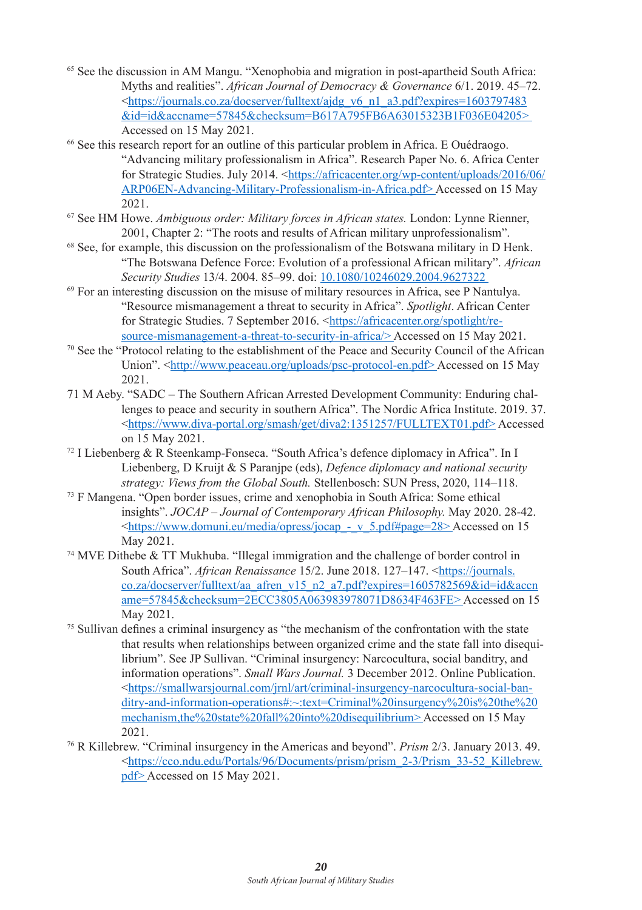[65] See the discussion in AM Mangu. "Xenophobia and migration in post-apartheid South Africa: Myths and realities". *African Journal of Democracy & Governance* 6/1. 2019. 45–72. <https://journals.co.za/docserver/fulltext/ajdg_v6_n1_a3.pdf?expires=1603797483&id=id&accname=57845&checksum=B617A795FB6A63015323B1F036E04205> Accessed on 15 May 2021.

[66] See this research report for an outline of this particular problem in Africa. E Ouédraogo. "Advancing military professionalism in Africa". Research Paper No. 6. Africa Center for Strategic Studies. July 2014. <https://africacenter.org/wp-content/uploads/2016/06/ARP06EN-Advancing-Military-Professionalism-in-Africa.pdf> Accessed on 15 May 2021.

[67] See HM Howe. *Ambiguous order: Military forces in African states.* London: Lynne Rienner, 2001, Chapter 2: "The roots and results of African military unprofessionalism".

[68] See, for example, this discussion on the professionalism of the Botswana military in D Henk. "The Botswana Defence Force: Evolution of a professional African military". *African Security Studies* 13/4. 2004. 85–99. doi: 10.1080/10246029.2004.9627322

[69] For an interesting discussion on the misuse of military resources in Africa, see P Nantulya. "Resource mismanagement a threat to security in Africa". *Spotlight*. African Center for Strategic Studies. 7 September 2016. <https://africacenter.org/spotlight/resource-mismanagement-a-threat-to-security-in-africa/> Accessed on 15 May 2021.

[70] See the "Protocol relating to the establishment of the Peace and Security Council of the African Union". <http://www.peaceau.org/uploads/psc-protocol-en.pdf> Accessed on 15 May 2021.

71 M Aeby. "SADC – The Southern African Arrested Development Community: Enduring challenges to peace and security in southern Africa". The Nordic Africa Institute. 2019. 37. <https://www.diva-portal.org/smash/get/diva2:1351257/FULLTEXT01.pdf> Accessed on 15 May 2021.

[72] I Liebenberg & R Steenkamp-Fonseca. "South Africa's defence diplomacy in Africa". In I Liebenberg, D Kruijt & S Paranjpe (eds), *Defence diplomacy and national security strategy: Views from the Global South.* Stellenbosch: SUN Press, 2020, 114–118.

[73] F Mangena. "Open border issues, crime and xenophobia in South Africa: Some ethical insights". *JOCAP – Journal of Contemporary African Philosophy.* May 2020. 28-42. <https://www.domuni.eu/media/opress/jocap_-_v_5.pdf#page=28> Accessed on 15 May 2021.

[74] MVE Dithebe & TT Mukhuba. "Illegal immigration and the challenge of border control in South Africa". *African Renaissance* 15/2. June 2018. 127–147. <https://journals.co.za/docserver/fulltext/aa_afren_v15_n2_a7.pdf?expires=1605782569&id=id&accname=57845&checksum=2ECC3805A063983978071D8634F463FE> Accessed on 15 May 2021.

[75] Sullivan defines a criminal insurgency as "the mechanism of the confrontation with the state that results when relationships between organized crime and the state fall into disequilibrium". See JP Sullivan. "Criminal insurgency: Narcocultura, social banditry, and information operations". *Small Wars Journal.* 3 December 2012. Online Publication. <https://smallwarsjournal.com/jrnl/art/criminal-insurgency-narcocultura-social-banditry-and-information-operations#:~:text=Criminal%20insurgency%20is%20the%20mechanism,the%20state%20fall%20into%20disequilibrium> Accessed on 15 May 2021.

[76] R Killebrew. "Criminal insurgency in the Americas and beyond". *Prism* 2/3. January 2013. 49. <https://cco.ndu.edu/Portals/96/Documents/prism/prism_2-3/Prism_33-52_Killebrew.pdf> Accessed on 15 May 2021.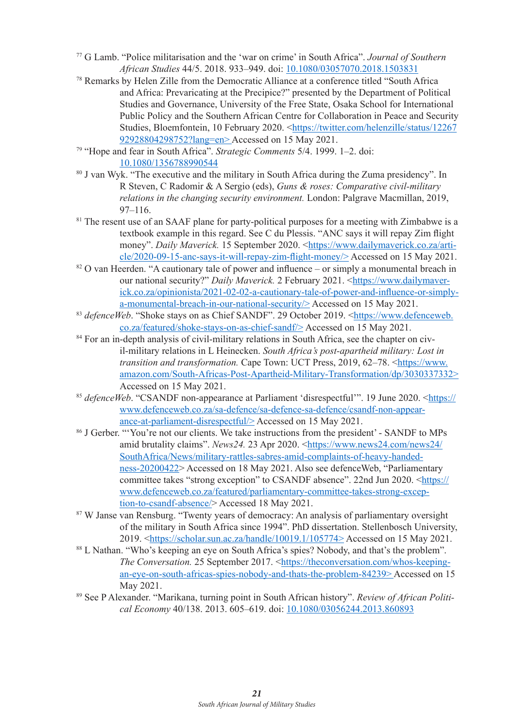[77] G Lamb. "Police militarisation and the 'war on crime' in South Africa". *Journal of Southern African Studies* 44/5. 2018. 933–949. doi: 10.1080/03057070.2018.1503831

[78] Remarks by Helen Zille from the Democratic Alliance at a conference titled "South Africa and Africa: Prevaricating at the Precipice?" presented by the Department of Political Studies and Governance, University of the Free State, Osaka School for International Public Policy and the Southern African Centre for Collaboration in Peace and Security Studies, Bloemfontein, 10 February 2020. <https://twitter.com/helenzille/status/1226792928804298752?lang=en> Accessed on 15 May 2021.

[79] "Hope and fear in South Africa". *Strategic Comments* 5/4. 1999. 1–2. doi: 10.1080/1356788990544

[80] J van Wyk. "The executive and the military in South Africa during the Zuma presidency". In R Steven, C Radomir & A Sergio (eds), *Guns & roses: Comparative civil-military relations in the changing security environment.* London: Palgrave Macmillan, 2019, 97–116.

[81] The resent use of an SAAF plane for party-political purposes for a meeting with Zimbabwe is a textbook example in this regard. See C du Plessis. "ANC says it will repay Zim flight money". *Daily Maverick.* 15 September 2020. <https://www.dailymaverick.co.za/article/2020-09-15-anc-says-it-will-repay-zim-flight-money/> Accessed on 15 May 2021.

[82] O van Heerden. "A cautionary tale of power and influence – or simply a monumental breach in our national security?" *Daily Maverick.* 2 February 2021. <https://www.dailymaverick.co.za/opinionista/2021-02-02-a-cautionary-tale-of-power-and-influence-or-simply-a-monumental-breach-in-our-national-security/> Accessed on 15 May 2021.

[83] *defenceWeb*. "Shoke stays on as Chief SANDF". 29 October 2019. <https://www.defenceweb.co.za/featured/shoke-stays-on-as-chief-sandf/> Accessed on 15 May 2021.

[84] For an in-depth analysis of civil-military relations in South Africa, see the chapter on civil-military relations in L Heinecken. *South Africa's post-apartheid military: Lost in transition and transformation.* Cape Town: UCT Press, 2019, 62–78. <https://www.amazon.com/South-Africas-Post-Apartheid-Military-Transformation/dp/3030337332> Accessed on 15 May 2021.

[85] *defenceWeb*. "CSANDF non-appearance at Parliament 'disrespectful'". 19 June 2020. <https://www.defenceweb.co.za/sa-defence/sa-defence-sa-defence/csandf-non-appearance-at-parliament-disrespectful/> Accessed on 15 May 2021.

[86] J Gerber. "'You're not our clients. We take instructions from the president' - SANDF to MPs amid brutality claims". *News24.* 23 Apr 2020. <https://www.news24.com/news24/SouthAfrica/News/military-rattles-sabres-amid-complaints-of-heavy-handedness-20200422> Accessed on 18 May 2021. Also see defenceWeb, "Parliamentary committee takes "strong exception" to CSANDF absence". 22nd Jun 2020. <https://www.defenceweb.co.za/featured/parliamentary-committee-takes-strong-exception-to-csandf-absence/> Accessed 18 May 2021.

[87] W Janse van Rensburg. "Twenty years of democracy: An analysis of parliamentary oversight of the military in South Africa since 1994". PhD dissertation. Stellenbosch University, 2019. <https://scholar.sun.ac.za/handle/10019.1/105774> Accessed on 15 May 2021.

[88] L Nathan. "Who's keeping an eye on South Africa's spies? Nobody, and that's the problem". *The Conversation.* 25 September 2017. <https://theconversation.com/whos-keeping-an-eye-on-south-africas-spies-nobody-and-thats-the-problem-84239> Accessed on 15 May 2021.

[89] See P Alexander. "Marikana, turning point in South African history". *Review of African Political Economy* 40/138. 2013. 605–619. doi: 10.1080/03056244.2013.860893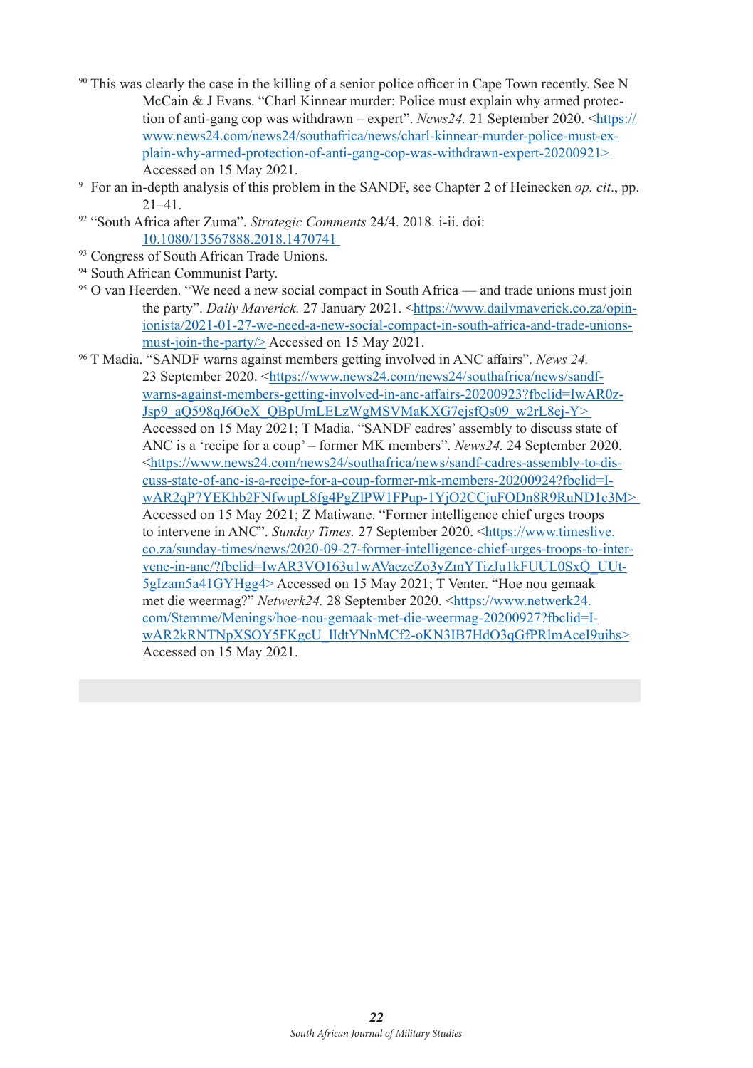[90] This was clearly the case in the killing of a senior police officer in Cape Town recently. See N McCain & J Evans. "Charl Kinnear murder: Police must explain why armed protection of anti-gang cop was withdrawn – expert". *News24.* 21 September 2020. <https://www.news24.com/news24/southafrica/news/charl-kinnear-murder-police-must-explain-why-armed-protection-of-anti-gang-cop-was-withdrawn-expert-20200921> Accessed on 15 May 2021.

[91] For an in-depth analysis of this problem in the SANDF, see Chapter 2 of Heinecken *op. cit*., pp. 21–41.

[92] "South Africa after Zuma". *Strategic Comments* 24/4. 2018. i-ii. doi: 10.1080/13567888.2018.1470741

[93] Congress of South African Trade Unions.

[94] South African Communist Party.

[95] O van Heerden. "We need a new social compact in South Africa — and trade unions must join the party". *Daily Maverick.* 27 January 2021. <https://www.dailymaverick.co.za/opinionista/2021-01-27-we-need-a-new-social-compact-in-south-africa-and-trade-unions-must-join-the-party/> Accessed on 15 May 2021.

[96] T Madia. "SANDF warns against members getting involved in ANC affairs". *News 24.* 23 September 2020. <https://www.news24.com/news24/southafrica/news/sandf-warns-against-members-getting-involved-in-anc-affairs-20200923?fbclid=IwAR0zJsp9_aQ598qJ6OeX_QBpUmLELzWgMSVMaKXG7ejsfQs09_w2rL8ej-Y> Accessed on 15 May 2021; T Madia. "SANDF cadres' assembly to discuss state of ANC is a 'recipe for a coup' – former MK members". *News24.* 24 September 2020. <https://www.news24.com/news24/southafrica/news/sandf-cadres-assembly-to-discuss-state-of-anc-is-a-recipe-for-a-coup-former-mk-members-20200924?fbclid=IwAR2qP7YEKhb2FNfwupL8fg4PgZlPW1FPup-1YjO2CCjuFODn8R9RuND1c3M> Accessed on 15 May 2021; Z Matiwane. "Former intelligence chief urges troops to intervene in ANC". *Sunday Times.* 27 September 2020. <https://www.timeslive.co.za/sunday-times/news/2020-09-27-former-intelligence-chief-urges-troops-to-intervene-in-anc/?fbclid=IwAR3VO163u1wAVaezcZo3yZmYTizJu1kFUUL0SxQ_UUt5gIzam5a41GYHgg4> Accessed on 15 May 2021; T Venter. "Hoe nou gemaak met die weermag?" *Netwerk24.* 28 September 2020. <https://www.netwerk24.com/Stemme/Menings/hoe-nou-gemaak-met-die-weermag-20200927?fbclid=IwAR2kRNTNpXSOY5FKgcU_lIdtYNnMCf2-oKN3IB7HdO3qGfPRlmAceI9uihs> Accessed on 15 May 2021.